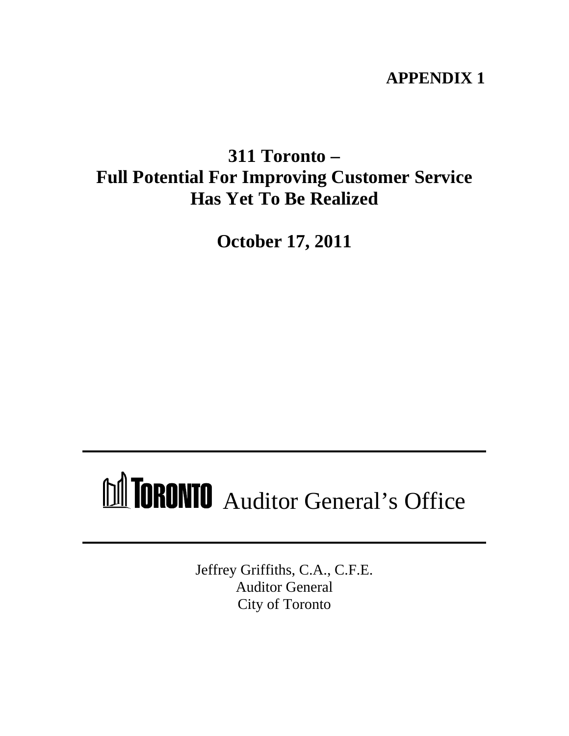**APPENDIX 1**

# 311 Toronto – Full Potential For Improving Customer Service Has Yet To Be Realized

**October 17, 2011**

---

TORONTO Auditor General's Office

---

Jeffrey Griffiths, C.A., C.F.E.
Auditor General
City of Toronto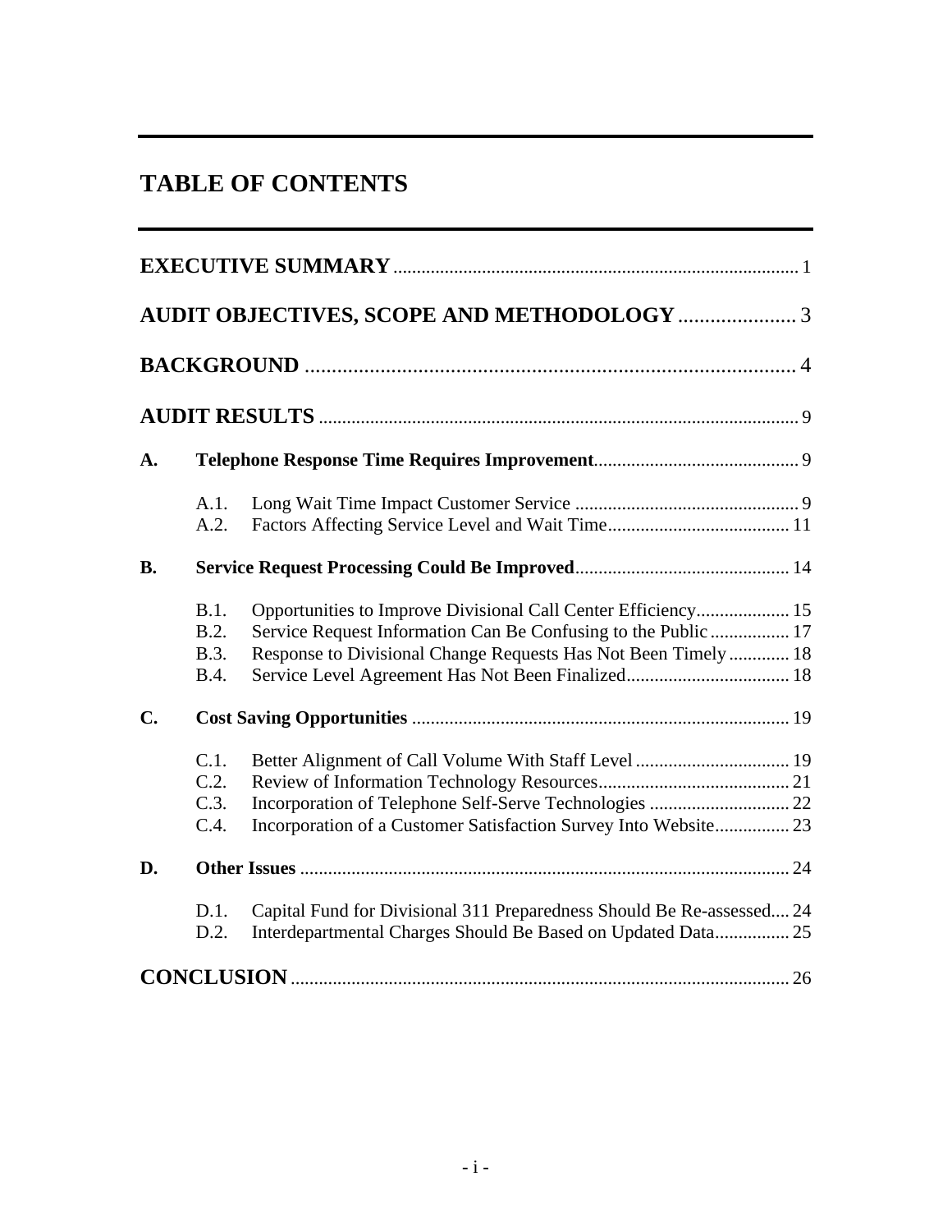# TABLE OF CONTENTS

**EXECUTIVE SUMMARY** ..................................................................................... 1

**AUDIT OBJECTIVES, SCOPE AND METHODOLOGY** ...................... 3

**BACKGROUND** ........................................................................................ 4

**AUDIT RESULTS** ......................................................................................... 9

**A. Telephone Response Time Requires Improvement** ........................................... 9

- A.1. Long Wait Time Impact Customer Service ................................................ 9
- A.2. Factors Affecting Service Level and Wait Time ....................................... 11

**B. Service Request Processing Could Be Improved** ............................................. 14

- B.1. Opportunities to Improve Divisional Call Center Efficiency .................... 15
- B.2. Service Request Information Can Be Confusing to the Public ................. 17
- B.3. Response to Divisional Change Requests Has Not Been Timely ............. 18
- B.4. Service Level Agreement Has Not Been Finalized ................................... 18

**C. Cost Saving Opportunities** ................................................................................ 19

- C.1. Better Alignment of Call Volume With Staff Level ................................. 19
- C.2. Review of Information Technology Resources ......................................... 21
- C.3. Incorporation of Telephone Self-Serve Technologies .............................. 22
- C.4. Incorporation of a Customer Satisfaction Survey Into Website ................ 23

**D. Other Issues** ........................................................................................................ 24

- D.1. Capital Fund for Divisional 311 Preparedness Should Be Re-assessed .... 24
- D.2. Interdepartmental Charges Should Be Based on Updated Data ................ 25

**CONCLUSION** ........................................................................................................ 26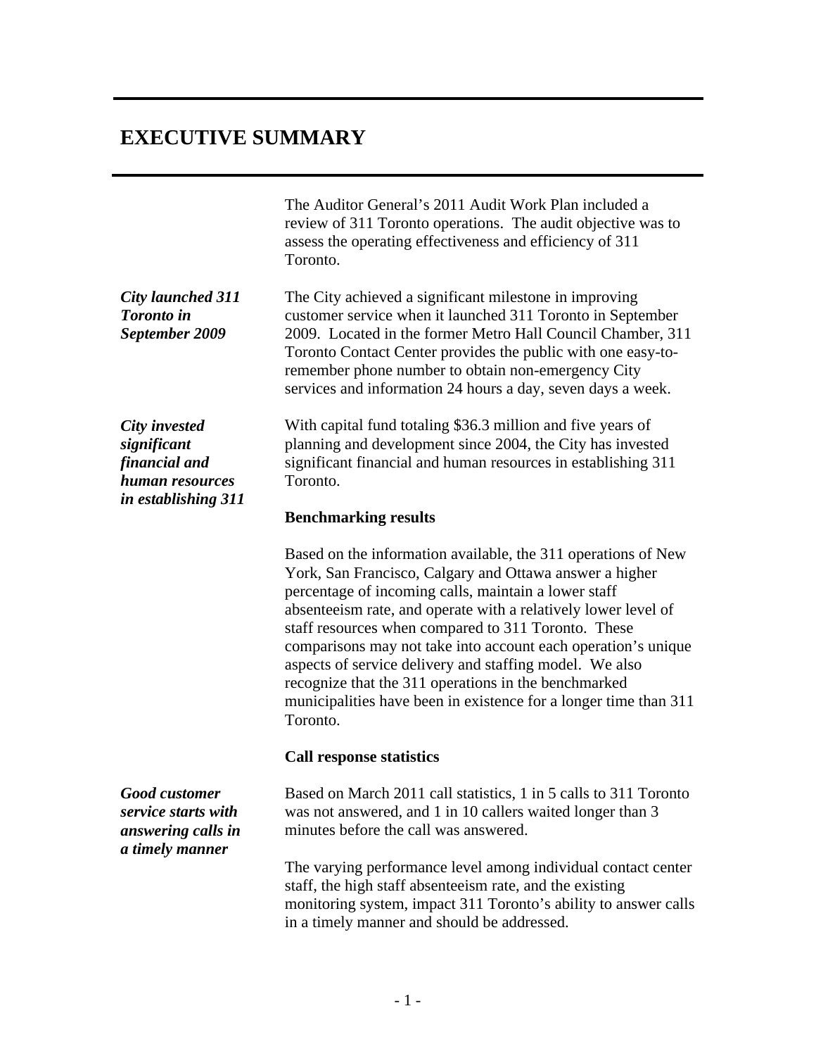# EXECUTIVE SUMMARY

The Auditor General's 2011 Audit Work Plan included a review of 311 Toronto operations. The audit objective was to assess the operating effectiveness and efficiency of 311 Toronto.

***City launched 311 Toronto in September 2009***

The City achieved a significant milestone in improving customer service when it launched 311 Toronto in September 2009. Located in the former Metro Hall Council Chamber, 311 Toronto Contact Center provides the public with one easy-to-remember phone number to obtain non-emergency City services and information 24 hours a day, seven days a week.

***City invested significant financial and human resources in establishing 311***

With capital fund totaling $36.3 million and five years of planning and development since 2004, the City has invested significant financial and human resources in establishing 311 Toronto.

**Benchmarking results**

Based on the information available, the 311 operations of New York, San Francisco, Calgary and Ottawa answer a higher percentage of incoming calls, maintain a lower staff absenteeism rate, and operate with a relatively lower level of staff resources when compared to 311 Toronto. These comparisons may not take into account each operation's unique aspects of service delivery and staffing model. We also recognize that the 311 operations in the benchmarked municipalities have been in existence for a longer time than 311 Toronto.

**Call response statistics**

***Good customer service starts with answering calls in a timely manner***

Based on March 2011 call statistics, 1 in 5 calls to 311 Toronto was not answered, and 1 in 10 callers waited longer than 3 minutes before the call was answered.

The varying performance level among individual contact center staff, the high staff absenteeism rate, and the existing monitoring system, impact 311 Toronto's ability to answer calls in a timely manner and should be addressed.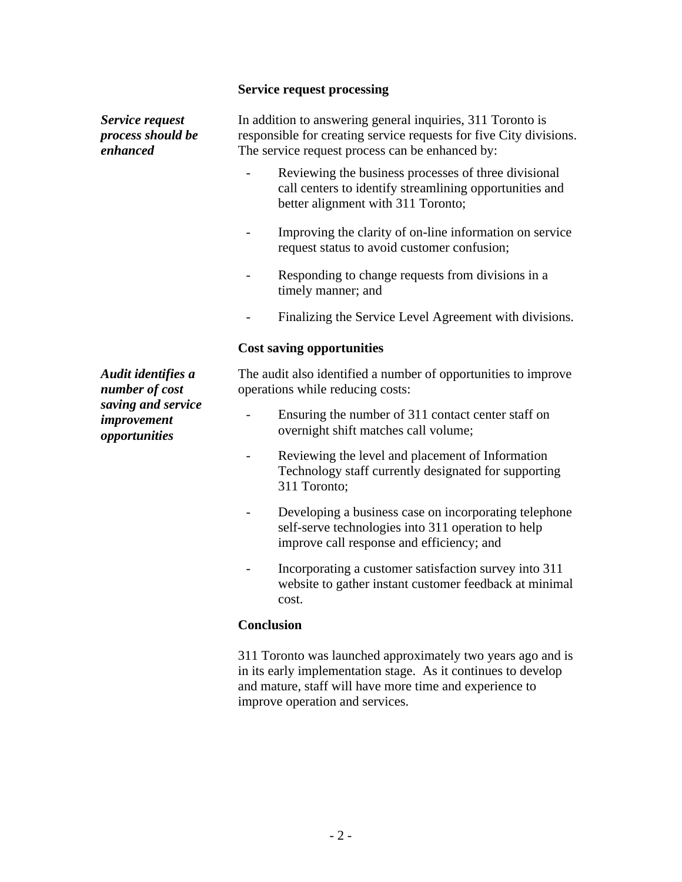### Service request processing

***Service request process should be enhanced***

In addition to answering general inquiries, 311 Toronto is responsible for creating service requests for five City divisions. The service request process can be enhanced by:

- Reviewing the business processes of three divisional call centers to identify streamlining opportunities and better alignment with 311 Toronto;
- Improving the clarity of on-line information on service request status to avoid customer confusion;
- Responding to change requests from divisions in a timely manner; and
- Finalizing the Service Level Agreement with divisions.

### Cost saving opportunities

***Audit identifies a number of cost saving and service improvement opportunities***

The audit also identified a number of opportunities to improve operations while reducing costs:

- Ensuring the number of 311 contact center staff on overnight shift matches call volume;
- Reviewing the level and placement of Information Technology staff currently designated for supporting 311 Toronto;
- Developing a business case on incorporating telephone self-serve technologies into 311 operation to help improve call response and efficiency; and
- Incorporating a customer satisfaction survey into 311 website to gather instant customer feedback at minimal cost.

### Conclusion

311 Toronto was launched approximately two years ago and is in its early implementation stage. As it continues to develop and mature, staff will have more time and experience to improve operation and services.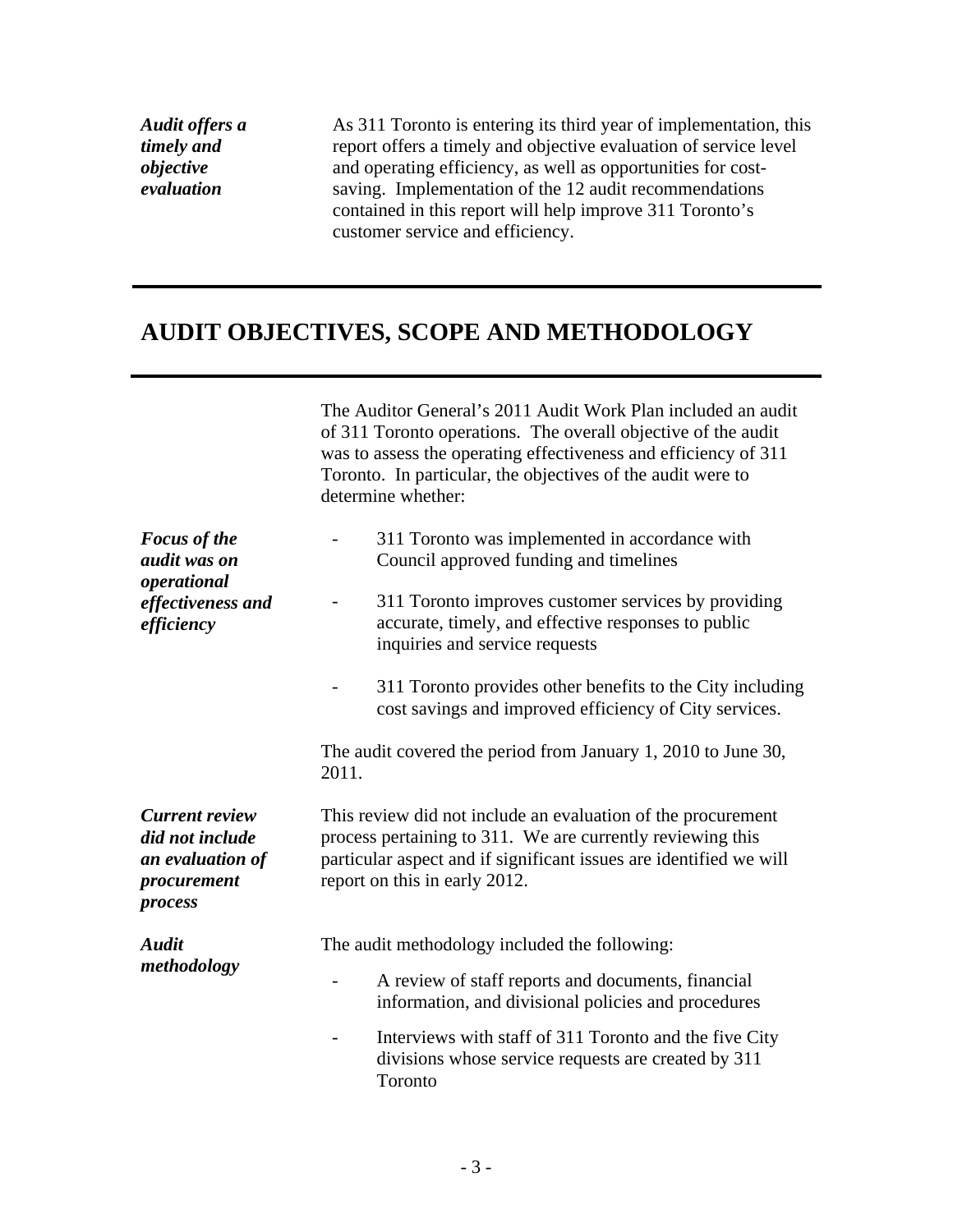***Audit offers a timely and objective evaluation***

As 311 Toronto is entering its third year of implementation, this report offers a timely and objective evaluation of service level and operating efficiency, as well as opportunities for cost-saving. Implementation of the 12 audit recommendations contained in this report will help improve 311 Toronto's customer service and efficiency.

## AUDIT OBJECTIVES, SCOPE AND METHODOLOGY

The Auditor General's 2011 Audit Work Plan included an audit of 311 Toronto operations. The overall objective of the audit was to assess the operating effectiveness and efficiency of 311 Toronto. In particular, the objectives of the audit were to determine whether:

***Focus of the audit was on operational effectiveness and efficiency***

- 311 Toronto was implemented in accordance with Council approved funding and timelines
- 311 Toronto improves customer services by providing accurate, timely, and effective responses to public inquiries and service requests
- 311 Toronto provides other benefits to the City including cost savings and improved efficiency of City services.

The audit covered the period from January 1, 2010 to June 30, 2011.

***Current review did not include an evaluation of procurement process***

This review did not include an evaluation of the procurement process pertaining to 311. We are currently reviewing this particular aspect and if significant issues are identified we will report on this in early 2012.

***Audit methodology***

The audit methodology included the following:

- A review of staff reports and documents, financial information, and divisional policies and procedures
- Interviews with staff of 311 Toronto and the five City divisions whose service requests are created by 311 Toronto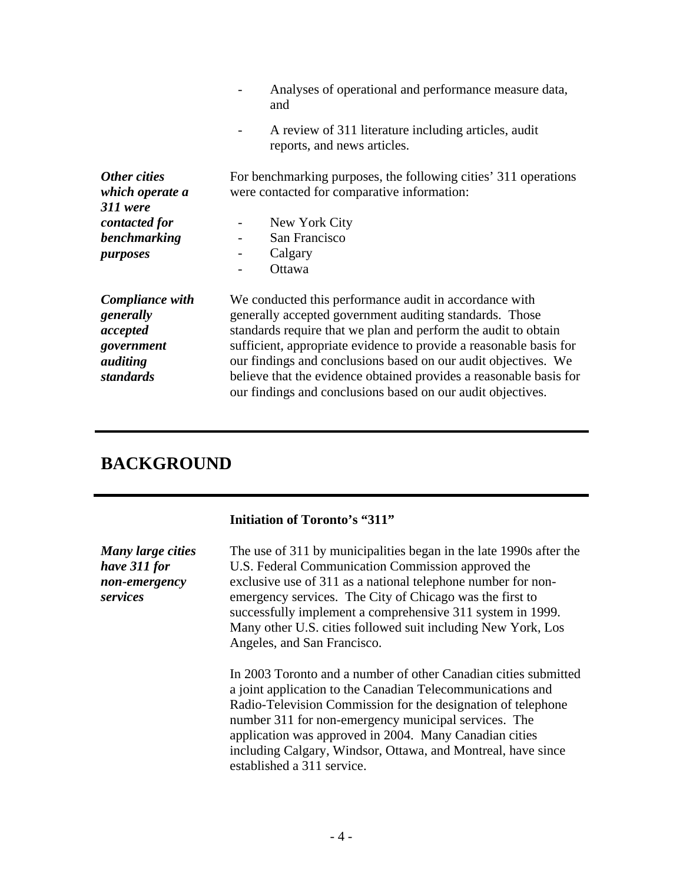- Analyses of operational and performance measure data, and
- A review of 311 literature including articles, audit reports, and news articles.

***Other cities which operate a 311 were contacted for benchmarking purposes***

For benchmarking purposes, the following cities' 311 operations were contacted for comparative information:

- New York City
- San Francisco
- Calgary
- Ottawa

***Compliance with generally accepted government auditing standards***

We conducted this performance audit in accordance with generally accepted government auditing standards. Those standards require that we plan and perform the audit to obtain sufficient, appropriate evidence to provide a reasonable basis for our findings and conclusions based on our audit objectives. We believe that the evidence obtained provides a reasonable basis for our findings and conclusions based on our audit objectives.

## BACKGROUND

### Initiation of Toronto's "311"

***Many large cities have 311 for non-emergency services***

The use of 311 by municipalities began in the late 1990s after the U.S. Federal Communication Commission approved the exclusive use of 311 as a national telephone number for non-emergency services. The City of Chicago was the first to successfully implement a comprehensive 311 system in 1999. Many other U.S. cities followed suit including New York, Los Angeles, and San Francisco.

In 2003 Toronto and a number of other Canadian cities submitted a joint application to the Canadian Telecommunications and Radio-Television Commission for the designation of telephone number 311 for non-emergency municipal services. The application was approved in 2004. Many Canadian cities including Calgary, Windsor, Ottawa, and Montreal, have since established a 311 service.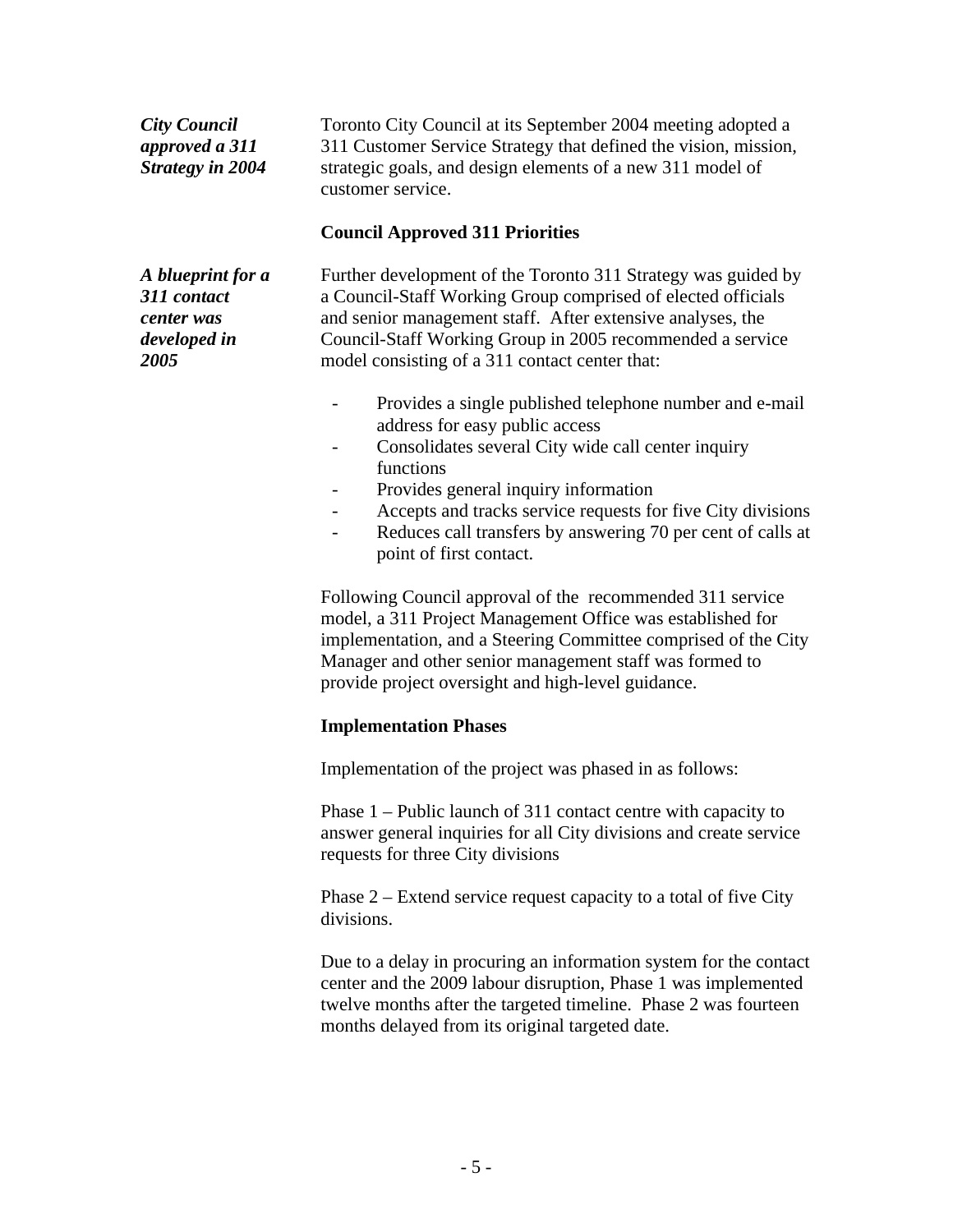*City Council approved a 311 Strategy in 2004*

Toronto City Council at its September 2004 meeting adopted a 311 Customer Service Strategy that defined the vision, mission, strategic goals, and design elements of a new 311 model of customer service.

**Council Approved 311 Priorities**

*A blueprint for a 311 contact center was developed in 2005*

Further development of the Toronto 311 Strategy was guided by a Council-Staff Working Group comprised of elected officials and senior management staff. After extensive analyses, the Council-Staff Working Group in 2005 recommended a service model consisting of a 311 contact center that:

- Provides a single published telephone number and e-mail address for easy public access
- Consolidates several City wide call center inquiry functions
- Provides general inquiry information
- Accepts and tracks service requests for five City divisions
- Reduces call transfers by answering 70 per cent of calls at point of first contact.

Following Council approval of the recommended 311 service model, a 311 Project Management Office was established for implementation, and a Steering Committee comprised of the City Manager and other senior management staff was formed to provide project oversight and high-level guidance.

**Implementation Phases**

Implementation of the project was phased in as follows:

Phase 1 – Public launch of 311 contact centre with capacity to answer general inquiries for all City divisions and create service requests for three City divisions

Phase 2 – Extend service request capacity to a total of five City divisions.

Due to a delay in procuring an information system for the contact center and the 2009 labour disruption, Phase 1 was implemented twelve months after the targeted timeline. Phase 2 was fourteen months delayed from its original targeted date.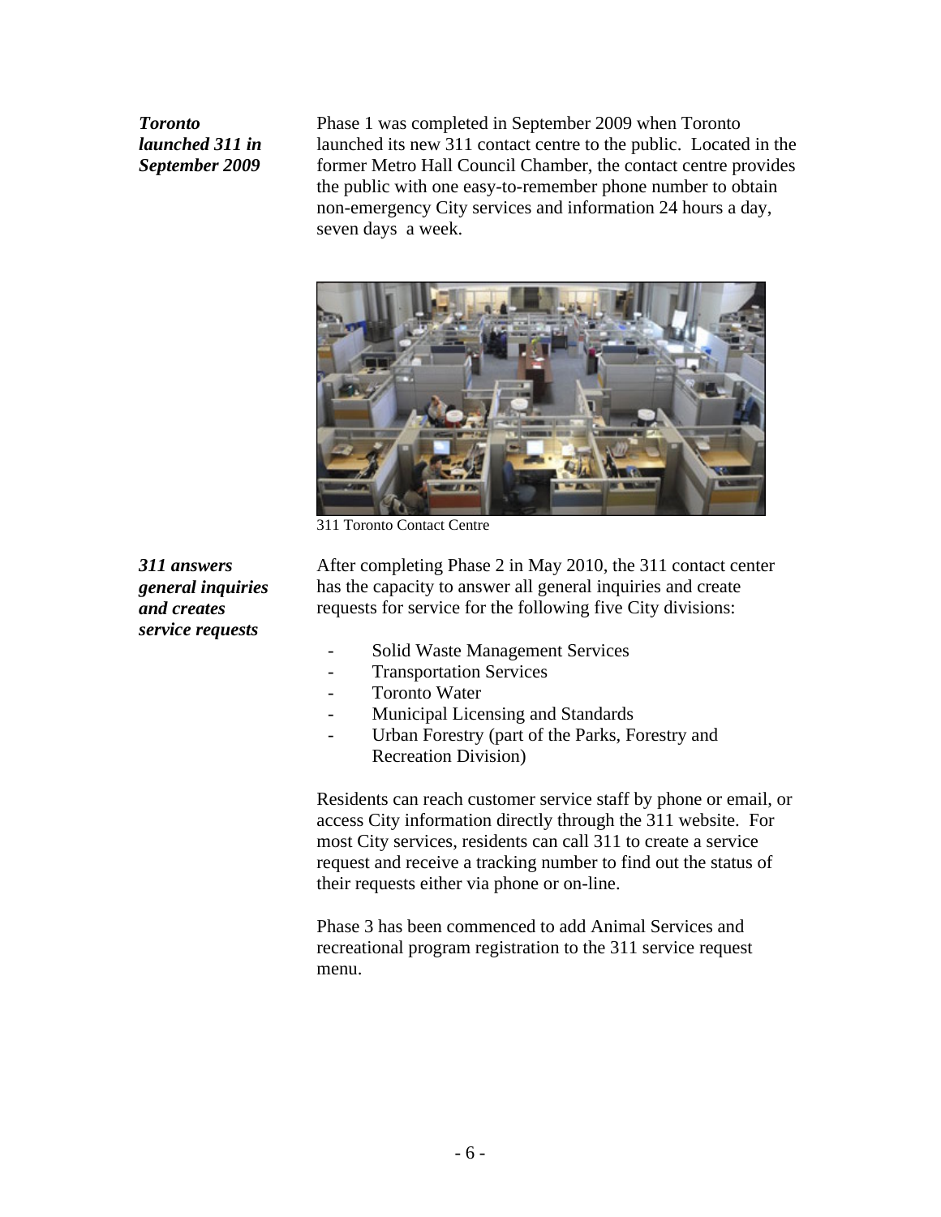*Toronto launched 311 in September 2009*

Phase 1 was completed in September 2009 when Toronto launched its new 311 contact centre to the public. Located in the former Metro Hall Council Chamber, the contact centre provides the public with one easy-to-remember phone number to obtain non-emergency City services and information 24 hours a day, seven days a week.

311 Toronto Contact Centre

*311 answers general inquiries and creates service requests*

After completing Phase 2 in May 2010, the 311 contact center has the capacity to answer all general inquiries and create requests for service for the following five City divisions:

- Solid Waste Management Services
- Transportation Services
- Toronto Water
- Municipal Licensing and Standards
- Urban Forestry (part of the Parks, Forestry and Recreation Division)

Residents can reach customer service staff by phone or email, or access City information directly through the 311 website. For most City services, residents can call 311 to create a service request and receive a tracking number to find out the status of their requests either via phone or on-line.

Phase 3 has been commenced to add Animal Services and recreational program registration to the 311 service request menu.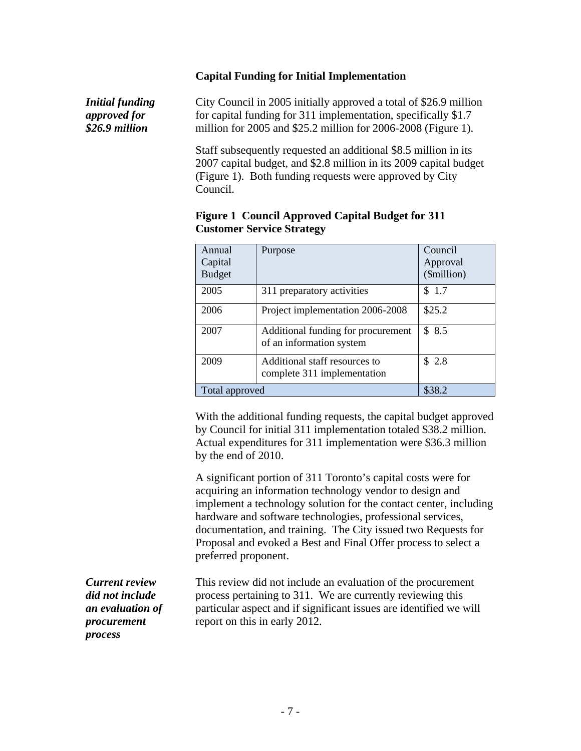### Capital Funding for Initial Implementation

***Initial funding approved for $26.9 million***

City Council in 2005 initially approved a total of $26.9 million for capital funding for 311 implementation, specifically $1.7 million for 2005 and $25.2 million for 2006-2008 (Figure 1).

Staff subsequently requested an additional $8.5 million in its 2007 capital budget, and $2.8 million in its 2009 capital budget (Figure 1). Both funding requests were approved by City Council.

**Figure 1 Council Approved Capital Budget for 311 Customer Service Strategy**

| Annual Capital Budget | Purpose | Council Approval ($million) |
|---|---|---|
| 2005 | 311 preparatory activities | $ 1.7 |
| 2006 | Project implementation 2006-2008 | $25.2 |
| 2007 | Additional funding for procurement of an information system | $ 8.5 |
| 2009 | Additional staff resources to complete 311 implementation | $ 2.8 |
| Total approved | | $38.2 |

With the additional funding requests, the capital budget approved by Council for initial 311 implementation totaled $38.2 million. Actual expenditures for 311 implementation were $36.3 million by the end of 2010.

A significant portion of 311 Toronto's capital costs were for acquiring an information technology vendor to design and implement a technology solution for the contact center, including hardware and software technologies, professional services, documentation, and training. The City issued two Requests for Proposal and evoked a Best and Final Offer process to select a preferred proponent.

***Current review did not include an evaluation of procurement process***

This review did not include an evaluation of the procurement process pertaining to 311. We are currently reviewing this particular aspect and if significant issues are identified we will report on this in early 2012.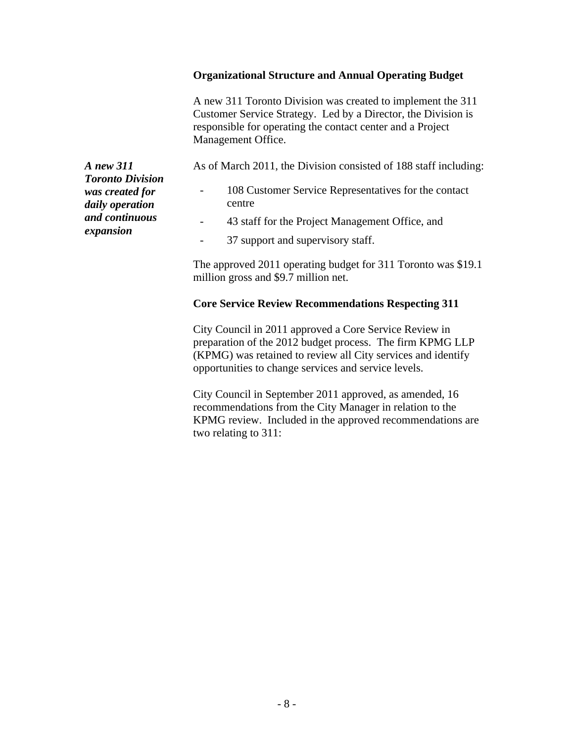**Organizational Structure and Annual Operating Budget**

A new 311 Toronto Division was created to implement the 311 Customer Service Strategy. Led by a Director, the Division is responsible for operating the contact center and a Project Management Office.

***A new 311 Toronto Division was created for daily operation and continuous expansion***

As of March 2011, the Division consisted of 188 staff including:

- 108 Customer Service Representatives for the contact centre
- 43 staff for the Project Management Office, and
- 37 support and supervisory staff.

The approved 2011 operating budget for 311 Toronto was $19.1 million gross and $9.7 million net.

**Core Service Review Recommendations Respecting 311**

City Council in 2011 approved a Core Service Review in preparation of the 2012 budget process. The firm KPMG LLP (KPMG) was retained to review all City services and identify opportunities to change services and service levels.

City Council in September 2011 approved, as amended, 16 recommendations from the City Manager in relation to the KPMG review. Included in the approved recommendations are two relating to 311: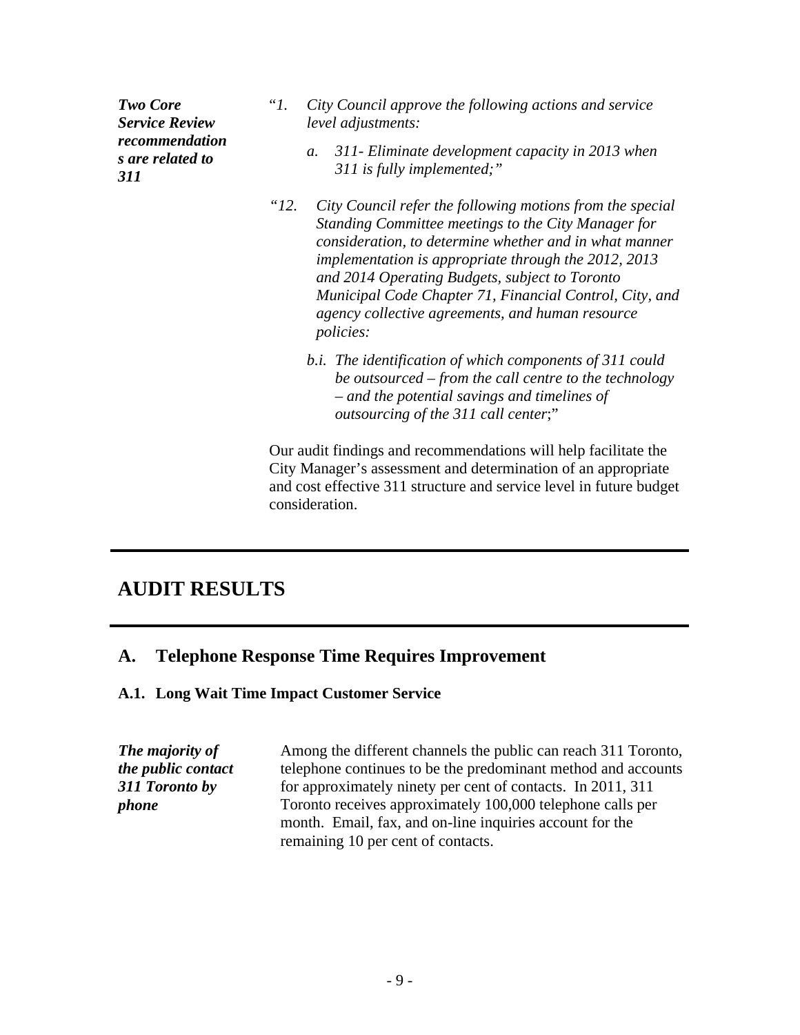***Two Core Service Review recommendations are related to 311***

"*1. City Council approve the following actions and service level adjustments:*

*a. 311- Eliminate development capacity in 2013 when 311 is fully implemented;"*

*"12. City Council refer the following motions from the special Standing Committee meetings to the City Manager for consideration, to determine whether and in what manner implementation is appropriate through the 2012, 2013 and 2014 Operating Budgets, subject to Toronto Municipal Code Chapter 71, Financial Control, City, and agency collective agreements, and human resource policies:*

*b.i. The identification of which components of 311 could be outsourced – from the call centre to the technology – and the potential savings and timelines of outsourcing of the 311 call center*;"

Our audit findings and recommendations will help facilitate the City Manager's assessment and determination of an appropriate and cost effective 311 structure and service level in future budget consideration.

# AUDIT RESULTS

## A. Telephone Response Time Requires Improvement

### A.1. Long Wait Time Impact Customer Service

***The majority of the public contact 311 Toronto by phone***

Among the different channels the public can reach 311 Toronto, telephone continues to be the predominant method and accounts for approximately ninety per cent of contacts. In 2011, 311 Toronto receives approximately 100,000 telephone calls per month. Email, fax, and on-line inquiries account for the remaining 10 per cent of contacts.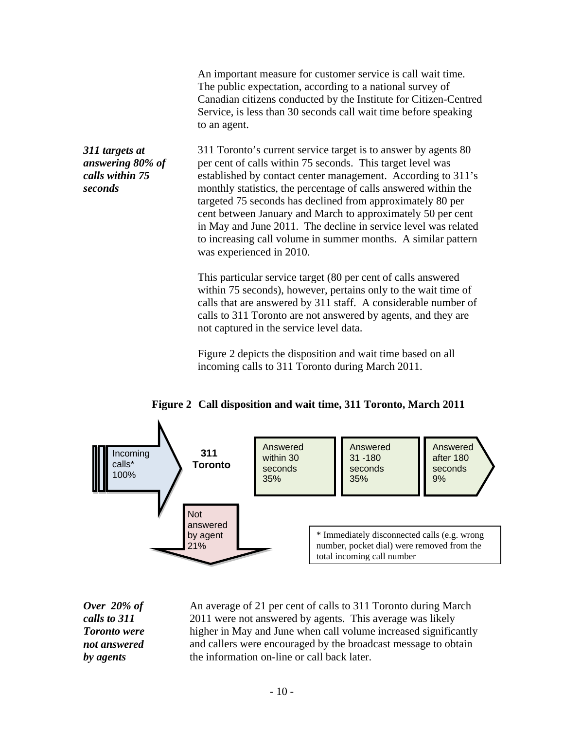An important measure for customer service is call wait time. The public expectation, according to a national survey of Canadian citizens conducted by the Institute for Citizen-Centred Service, is less than 30 seconds call wait time before speaking to an agent.

***311 targets at answering 80% of calls within 75 seconds***

311 Toronto's current service target is to answer by agents 80 per cent of calls within 75 seconds. This target level was established by contact center management. According to 311's monthly statistics, the percentage of calls answered within the targeted 75 seconds has declined from approximately 80 per cent between January and March to approximately 50 per cent in May and June 2011. The decline in service level was related to increasing call volume in summer months. A similar pattern was experienced in 2010.

This particular service target (80 per cent of calls answered within 75 seconds), however, pertains only to the wait time of calls that are answered by 311 staff. A considerable number of calls to 311 Toronto are not answered by agents, and they are not captured in the service level data.

Figure 2 depicts the disposition and wait time based on all incoming calls to 311 Toronto during March 2011.

**Figure 2 Call disposition and wait time, 311 Toronto, March 2011**

Incoming calls* 100%

**311 Toronto**

Answered within 30 seconds 35%

Answered 31 -180 seconds 35%

Answered after 180 seconds 9%

Not answered by agent 21%

\* Immediately disconnected calls (e.g. wrong number, pocket dial) were removed from the total incoming call number

***Over 20% of calls to 311 Toronto were not answered by agents***

An average of 21 per cent of calls to 311 Toronto during March 2011 were not answered by agents. This average was likely higher in May and June when call volume increased significantly and callers were encouraged by the broadcast message to obtain the information on-line or call back later.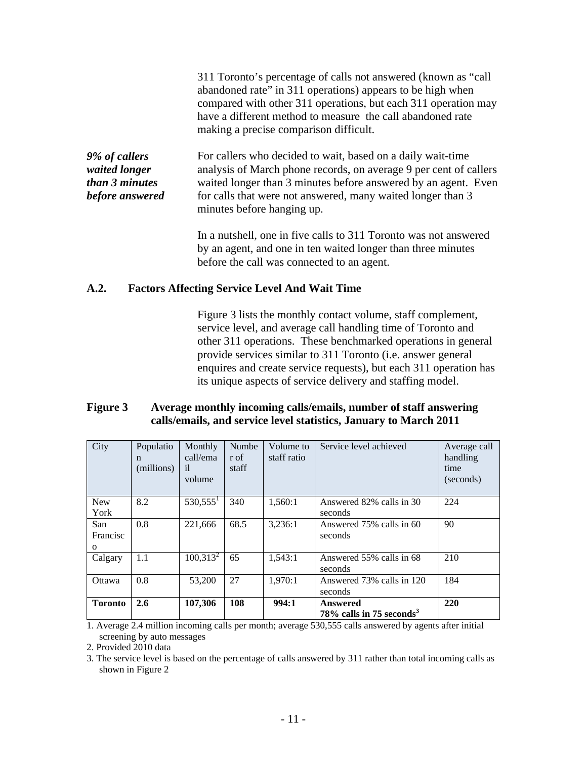311 Toronto's percentage of calls not answered (known as "call abandoned rate" in 311 operations) appears to be high when compared with other 311 operations, but each 311 operation may have a different method to measure the call abandoned rate making a precise comparison difficult.

***9% of callers waited longer than 3 minutes before answered***

For callers who decided to wait, based on a daily wait-time analysis of March phone records, on average 9 per cent of callers waited longer than 3 minutes before answered by an agent. Even for calls that were not answered, many waited longer than 3 minutes before hanging up.

In a nutshell, one in five calls to 311 Toronto was not answered by an agent, and one in ten waited longer than three minutes before the call was connected to an agent.

### A.2. Factors Affecting Service Level And Wait Time

Figure 3 lists the monthly contact volume, staff complement, service level, and average call handling time of Toronto and other 311 operations. These benchmarked operations in general provide services similar to 311 Toronto (i.e. answer general enquires and create service requests), but each 311 operation has its unique aspects of service delivery and staffing model.

**Figure 3 Average monthly incoming calls/emails, number of staff answering calls/emails, and service level statistics, January to March 2011**

| City | Population (millions) | Monthly call/email volume | Number of staff | Volume to staff ratio | Service level achieved | Average call handling time (seconds) |
|---|---|---|---|---|---|---|
| New York | 8.2 | 530,555[1] | 340 | 1,560:1 | Answered 82% calls in 30 seconds | 224 |
| San Francisco | 0.8 | 221,666 | 68.5 | 3,236:1 | Answered 75% calls in 60 seconds | 90 |
| Calgary | 1.1 | 100,313[2] | 65 | 1,543:1 | Answered 55% calls in 68 seconds | 210 |
| Ottawa | 0.8 | 53,200 | 27 | 1,970:1 | Answered 73% calls in 120 seconds | 184 |
| **Toronto** | **2.6** | **107,306** | **108** | **994:1** | **Answered 78% calls in 75 seconds[3]** | **220** |

1. Average 2.4 million incoming calls per month; average 530,555 calls answered by agents after initial screening by auto messages
2. Provided 2010 data
3. The service level is based on the percentage of calls answered by 311 rather than total incoming calls as shown in Figure 2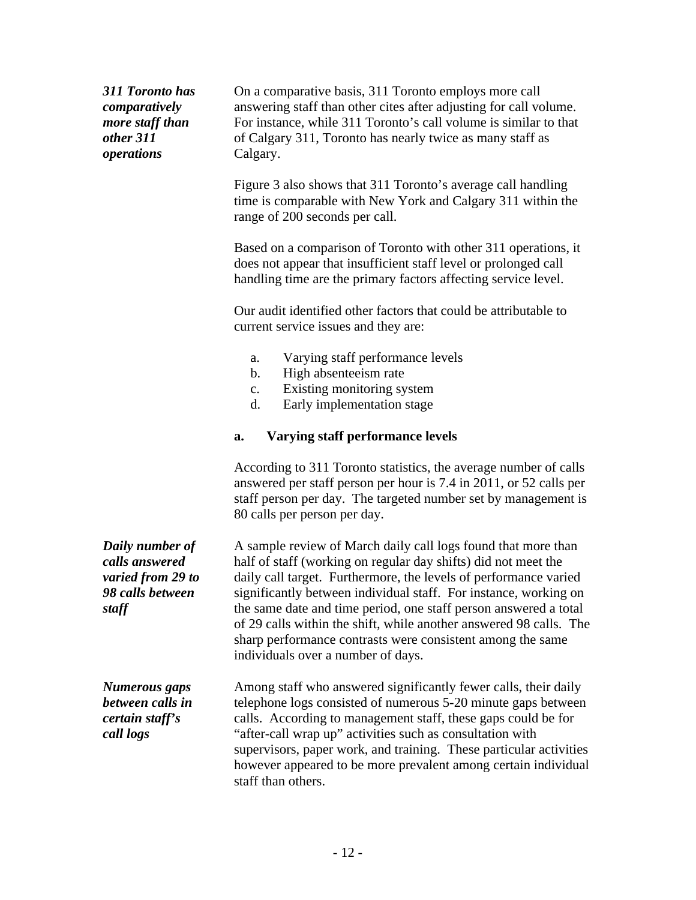*311 Toronto has comparatively more staff than other 311 operations*

On a comparative basis, 311 Toronto employs more call answering staff than other cites after adjusting for call volume. For instance, while 311 Toronto's call volume is similar to that of Calgary 311, Toronto has nearly twice as many staff as Calgary.

Figure 3 also shows that 311 Toronto's average call handling time is comparable with New York and Calgary 311 within the range of 200 seconds per call.

Based on a comparison of Toronto with other 311 operations, it does not appear that insufficient staff level or prolonged call handling time are the primary factors affecting service level.

Our audit identified other factors that could be attributable to current service issues and they are:

a. Varying staff performance levels
b. High absenteeism rate
c. Existing monitoring system
d. Early implementation stage

**a. Varying staff performance levels**

According to 311 Toronto statistics, the average number of calls answered per staff person per hour is 7.4 in 2011, or 52 calls per staff person per day. The targeted number set by management is 80 calls per person per day.

*Daily number of calls answered varied from 29 to 98 calls between staff*

A sample review of March daily call logs found that more than half of staff (working on regular day shifts) did not meet the daily call target. Furthermore, the levels of performance varied significantly between individual staff. For instance, working on the same date and time period, one staff person answered a total of 29 calls within the shift, while another answered 98 calls. The sharp performance contrasts were consistent among the same individuals over a number of days.

*Numerous gaps between calls in certain staff's call logs*

Among staff who answered significantly fewer calls, their daily telephone logs consisted of numerous 5-20 minute gaps between calls. According to management staff, these gaps could be for "after-call wrap up" activities such as consultation with supervisors, paper work, and training. These particular activities however appeared to be more prevalent among certain individual staff than others.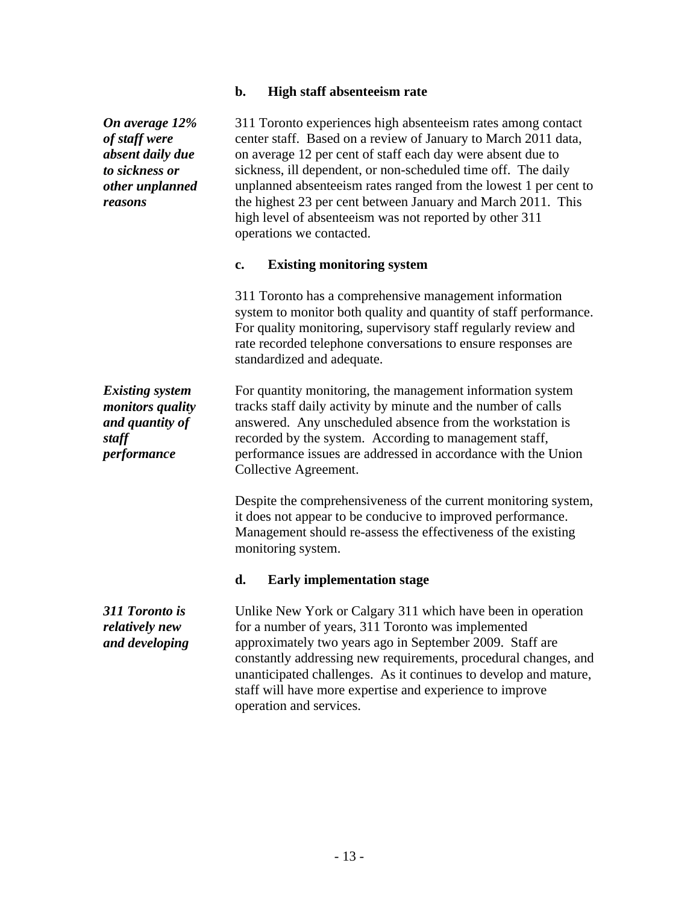### b. High staff absenteeism rate

***On average 12% of staff were absent daily due to sickness or other unplanned reasons***

311 Toronto experiences high absenteeism rates among contact center staff. Based on a review of January to March 2011 data, on average 12 per cent of staff each day were absent due to sickness, ill dependent, or non-scheduled time off. The daily unplanned absenteeism rates ranged from the lowest 1 per cent to the highest 23 per cent between January and March 2011. This high level of absenteeism was not reported by other 311 operations we contacted.

### c. Existing monitoring system

311 Toronto has a comprehensive management information system to monitor both quality and quantity of staff performance. For quality monitoring, supervisory staff regularly review and rate recorded telephone conversations to ensure responses are standardized and adequate.

***Existing system monitors quality and quantity of staff performance***

For quantity monitoring, the management information system tracks staff daily activity by minute and the number of calls answered. Any unscheduled absence from the workstation is recorded by the system. According to management staff, performance issues are addressed in accordance with the Union Collective Agreement.

Despite the comprehensiveness of the current monitoring system, it does not appear to be conducive to improved performance. Management should re-assess the effectiveness of the existing monitoring system.

### d. Early implementation stage

***311 Toronto is relatively new and developing***

Unlike New York or Calgary 311 which have been in operation for a number of years, 311 Toronto was implemented approximately two years ago in September 2009. Staff are constantly addressing new requirements, procedural changes, and unanticipated challenges. As it continues to develop and mature, staff will have more expertise and experience to improve operation and services.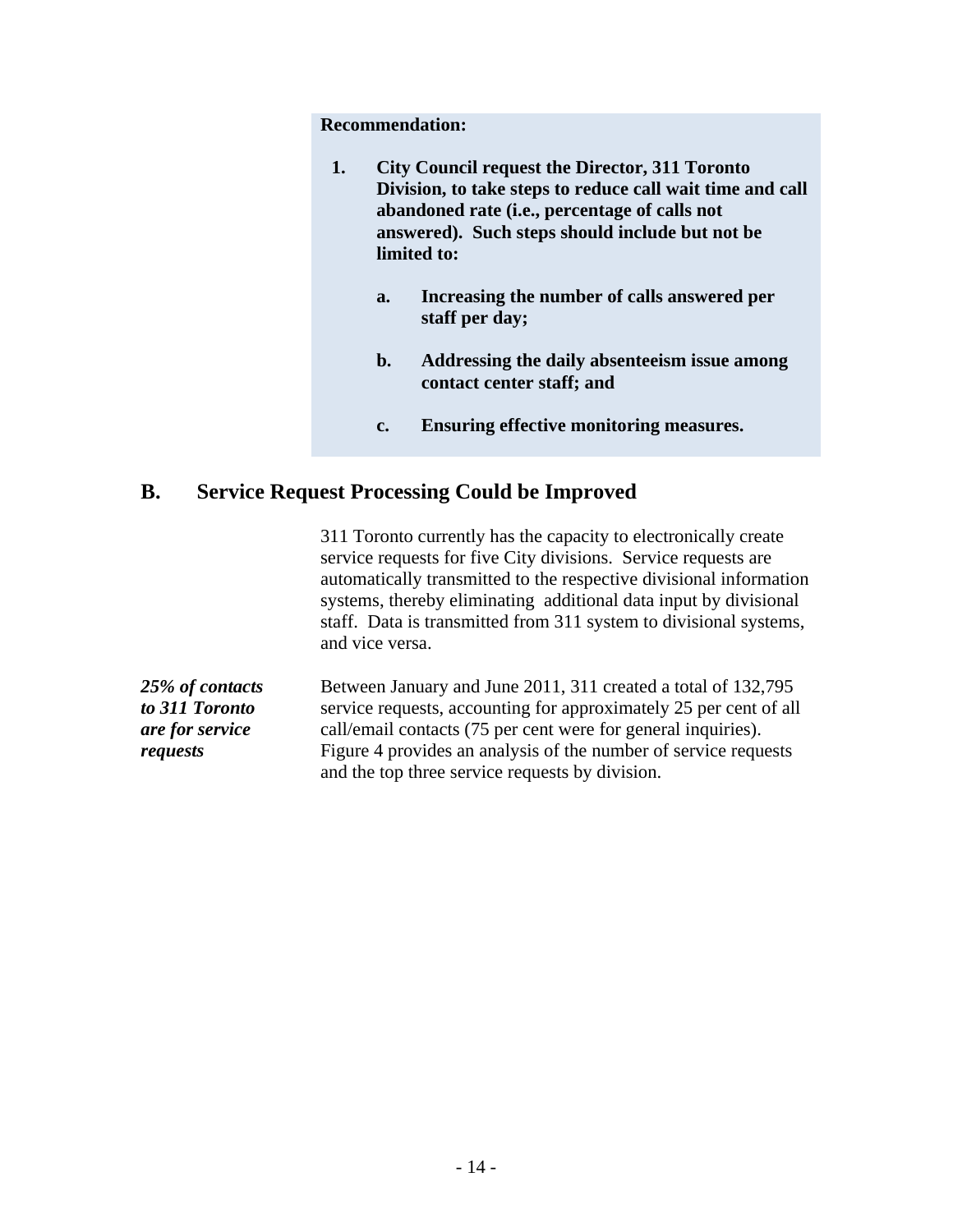**Recommendation:**

1. **City Council request the Director, 311 Toronto Division, to take steps to reduce call wait time and call abandoned rate (i.e., percentage of calls not answered). Such steps should include but not be limited to:**

    a. **Increasing the number of calls answered per staff per day;**

    b. **Addressing the daily absenteeism issue among contact center staff; and**

    c. **Ensuring effective monitoring measures.**

## B. Service Request Processing Could be Improved

311 Toronto currently has the capacity to electronically create service requests for five City divisions. Service requests are automatically transmitted to the respective divisional information systems, thereby eliminating additional data input by divisional staff. Data is transmitted from 311 system to divisional systems, and vice versa.

***25% of contacts to 311 Toronto are for service requests***

Between January and June 2011, 311 created a total of 132,795 service requests, accounting for approximately 25 per cent of all call/email contacts (75 per cent were for general inquiries). Figure 4 provides an analysis of the number of service requests and the top three service requests by division.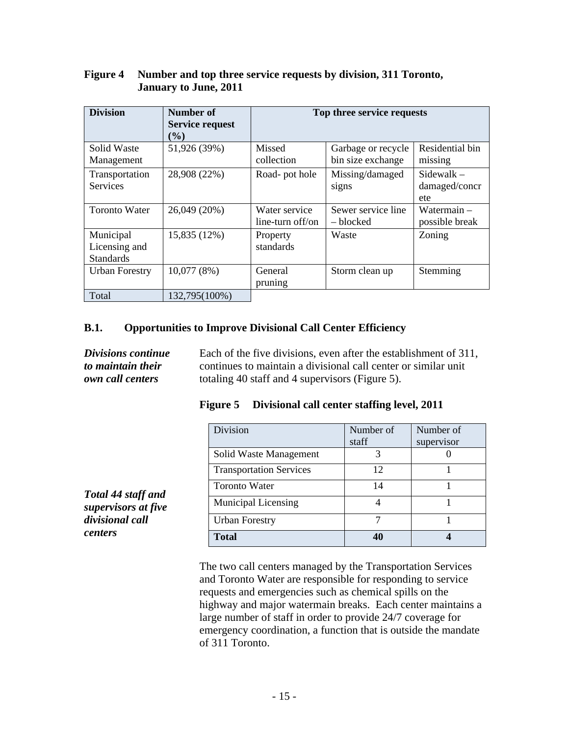**Figure 4 Number and top three service requests by division, 311 Toronto, January to June, 2011**

| Division | Number of Service request (%) | Top three service requests | | |
|---|---|---|---|---|
| Solid Waste Management | 51,926 (39%) | Missed collection | Garbage or recycle bin size exchange | Residential bin missing |
| Transportation Services | 28,908 (22%) | Road- pot hole | Missing/damaged signs | Sidewalk – damaged/concrete |
| Toronto Water | 26,049 (20%) | Water service line-turn off/on | Sewer service line – blocked | Watermain – possible break |
| Municipal Licensing and Standards | 15,835 (12%) | Property standards | Waste | Zoning |
| Urban Forestry | 10,077 (8%) | General pruning | Storm clean up | Stemming |
| Total | 132,795(100%) | | | |

## B.1. Opportunities to Improve Divisional Call Center Efficiency

***Divisions continue to maintain their own call centers***

Each of the five divisions, even after the establishment of 311, continues to maintain a divisional call center or similar unit totaling 40 staff and 4 supervisors (Figure 5).

**Figure 5 Divisional call center staffing level, 2011**

***Total 44 staff and supervisors at five divisional call centers***

| Division | Number of staff | Number of supervisor |
|---|---|---|
| Solid Waste Management | 3 | 0 |
| Transportation Services | 12 | 1 |
| Toronto Water | 14 | 1 |
| Municipal Licensing | 4 | 1 |
| Urban Forestry | 7 | 1 |
| **Total** | **40** | **4** |

The two call centers managed by the Transportation Services and Toronto Water are responsible for responding to service requests and emergencies such as chemical spills on the highway and major watermain breaks. Each center maintains a large number of staff in order to provide 24/7 coverage for emergency coordination, a function that is outside the mandate of 311 Toronto.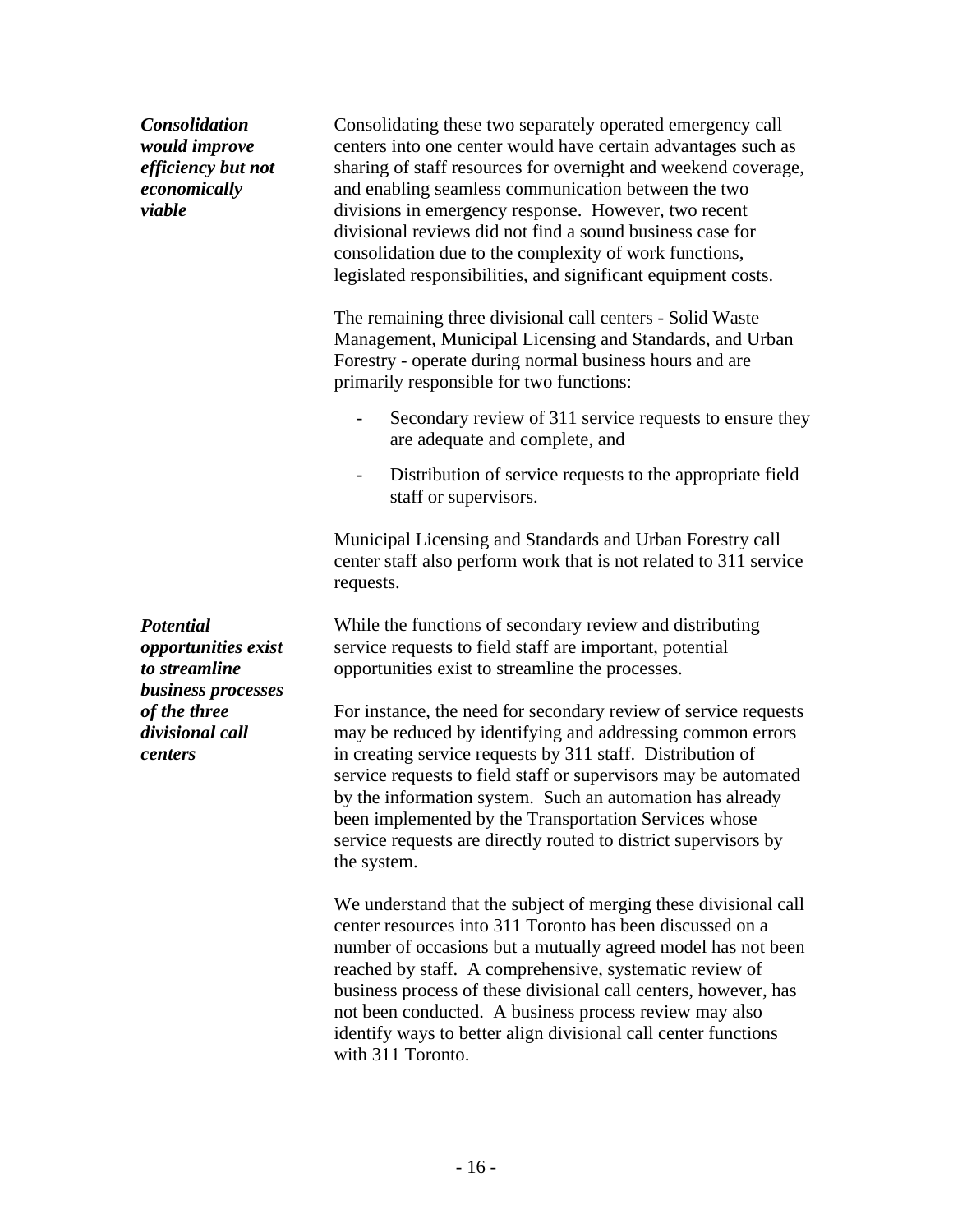***Consolidation would improve efficiency but not economically viable***

Consolidating these two separately operated emergency call centers into one center would have certain advantages such as sharing of staff resources for overnight and weekend coverage, and enabling seamless communication between the two divisions in emergency response. However, two recent divisional reviews did not find a sound business case for consolidation due to the complexity of work functions, legislated responsibilities, and significant equipment costs.

The remaining three divisional call centers - Solid Waste Management, Municipal Licensing and Standards, and Urban Forestry - operate during normal business hours and are primarily responsible for two functions:

- Secondary review of 311 service requests to ensure they are adequate and complete, and
- Distribution of service requests to the appropriate field staff or supervisors.

Municipal Licensing and Standards and Urban Forestry call center staff also perform work that is not related to 311 service requests.

***Potential opportunities exist to streamline business processes of the three divisional call centers***

While the functions of secondary review and distributing service requests to field staff are important, potential opportunities exist to streamline the processes.

For instance, the need for secondary review of service requests may be reduced by identifying and addressing common errors in creating service requests by 311 staff. Distribution of service requests to field staff or supervisors may be automated by the information system. Such an automation has already been implemented by the Transportation Services whose service requests are directly routed to district supervisors by the system.

We understand that the subject of merging these divisional call center resources into 311 Toronto has been discussed on a number of occasions but a mutually agreed model has not been reached by staff. A comprehensive, systematic review of business process of these divisional call centers, however, has not been conducted. A business process review may also identify ways to better align divisional call center functions with 311 Toronto.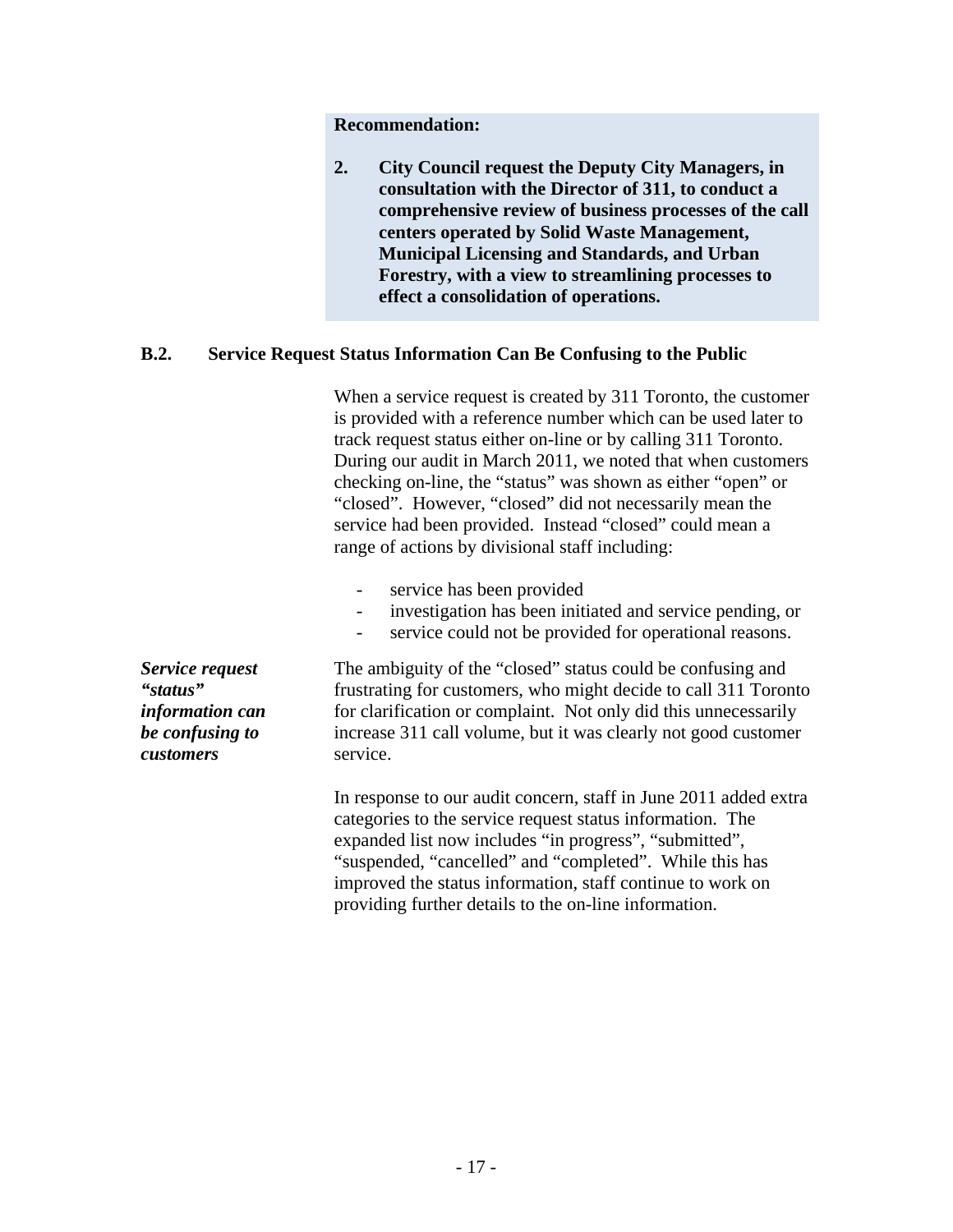**Recommendation:**

**2. City Council request the Deputy City Managers, in consultation with the Director of 311, to conduct a comprehensive review of business processes of the call centers operated by Solid Waste Management, Municipal Licensing and Standards, and Urban Forestry, with a view to streamlining processes to effect a consolidation of operations.**

### B.2. Service Request Status Information Can Be Confusing to the Public

When a service request is created by 311 Toronto, the customer is provided with a reference number which can be used later to track request status either on-line or by calling 311 Toronto. During our audit in March 2011, we noted that when customers checking on-line, the "status" was shown as either "open" or "closed". However, "closed" did not necessarily mean the service had been provided. Instead "closed" could mean a range of actions by divisional staff including:

- service has been provided
- investigation has been initiated and service pending, or
- service could not be provided for operational reasons.

***Service request "status" information can be confusing to customers***

The ambiguity of the "closed" status could be confusing and frustrating for customers, who might decide to call 311 Toronto for clarification or complaint. Not only did this unnecessarily increase 311 call volume, but it was clearly not good customer service.

In response to our audit concern, staff in June 2011 added extra categories to the service request status information. The expanded list now includes "in progress", "submitted", "suspended, "cancelled" and "completed". While this has improved the status information, staff continue to work on providing further details to the on-line information.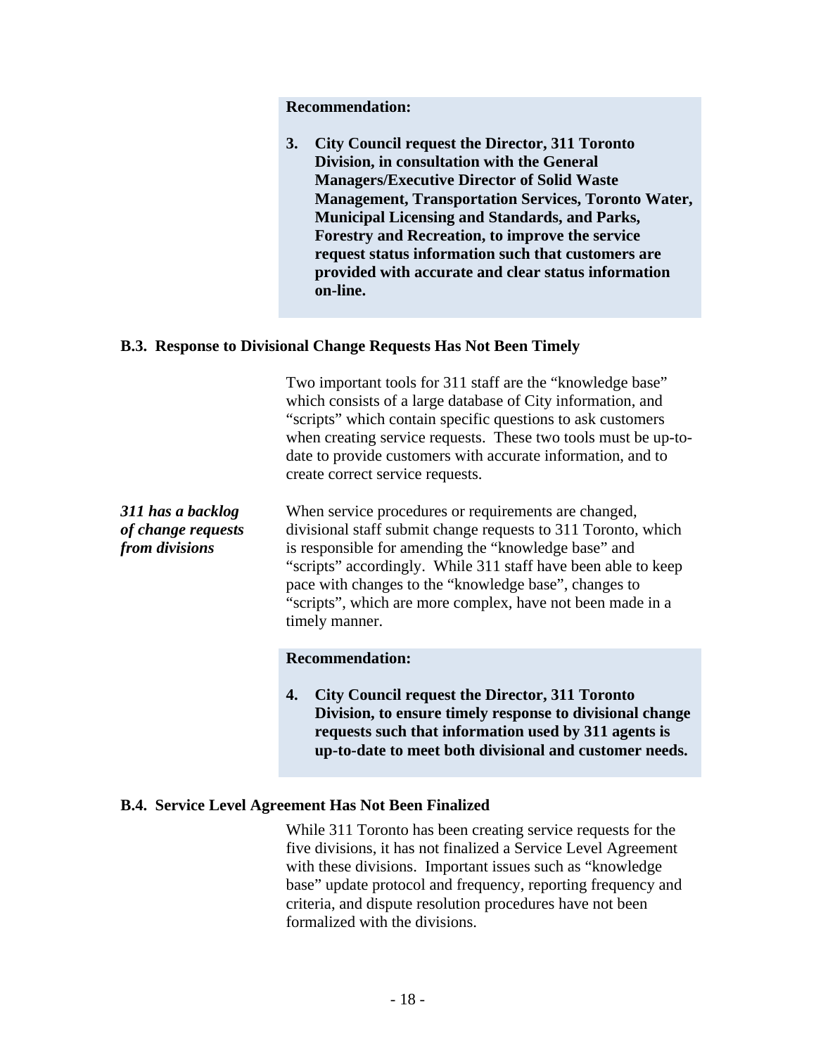**Recommendation:**

**3. City Council request the Director, 311 Toronto Division, in consultation with the General Managers/Executive Director of Solid Waste Management, Transportation Services, Toronto Water, Municipal Licensing and Standards, and Parks, Forestry and Recreation, to improve the service request status information such that customers are provided with accurate and clear status information on-line.**

### B.3. Response to Divisional Change Requests Has Not Been Timely

Two important tools for 311 staff are the "knowledge base" which consists of a large database of City information, and "scripts" which contain specific questions to ask customers when creating service requests. These two tools must be up-to-date to provide customers with accurate information, and to create correct service requests.

*311 has a backlog of change requests from divisions*

When service procedures or requirements are changed, divisional staff submit change requests to 311 Toronto, which is responsible for amending the "knowledge base" and "scripts" accordingly. While 311 staff have been able to keep pace with changes to the "knowledge base", changes to "scripts", which are more complex, have not been made in a timely manner.

**Recommendation:**

**4. City Council request the Director, 311 Toronto Division, to ensure timely response to divisional change requests such that information used by 311 agents is up-to-date to meet both divisional and customer needs.**

### B.4. Service Level Agreement Has Not Been Finalized

While 311 Toronto has been creating service requests for the five divisions, it has not finalized a Service Level Agreement with these divisions. Important issues such as "knowledge base" update protocol and frequency, reporting frequency and criteria, and dispute resolution procedures have not been formalized with the divisions.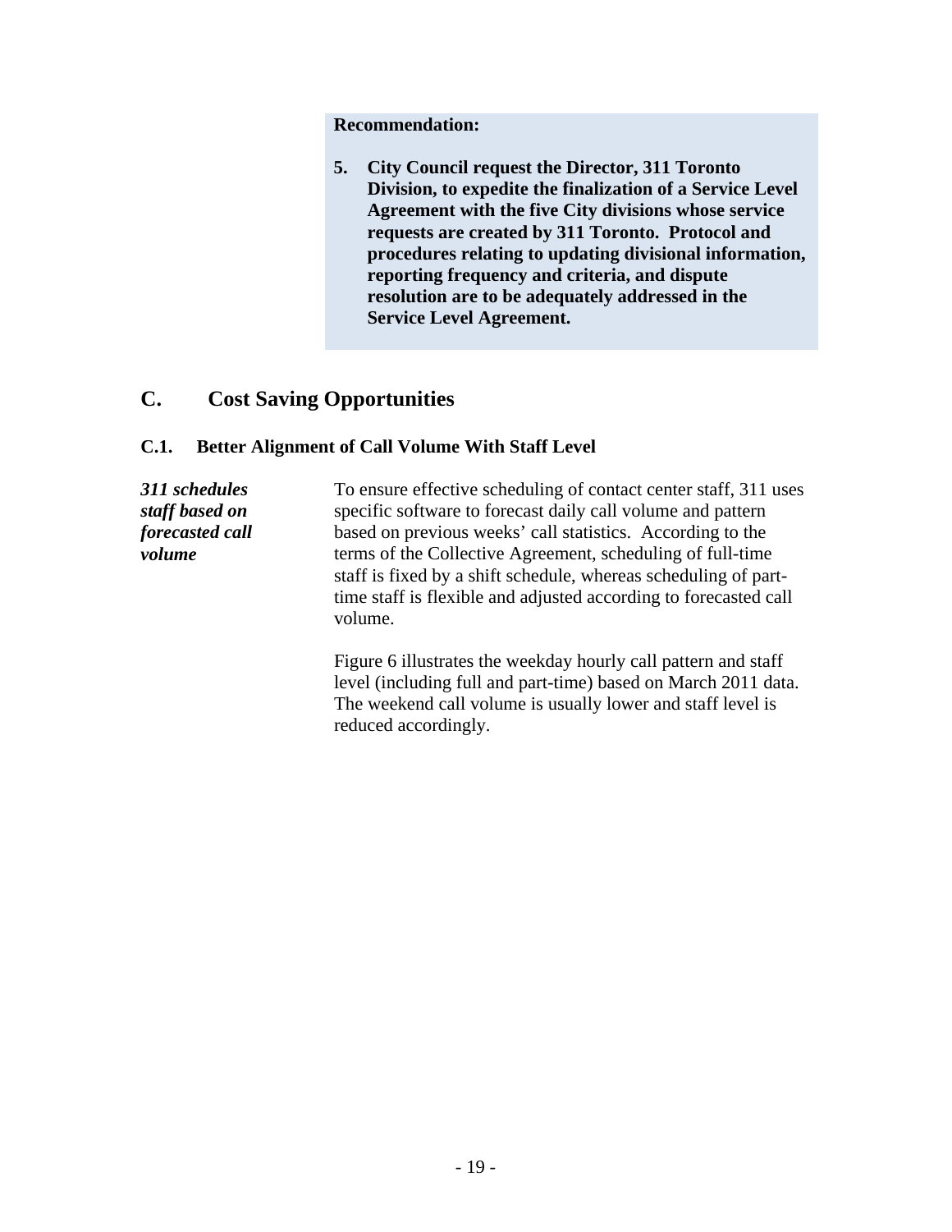**Recommendation:**

**5. City Council request the Director, 311 Toronto Division, to expedite the finalization of a Service Level Agreement with the five City divisions whose service requests are created by 311 Toronto. Protocol and procedures relating to updating divisional information, reporting frequency and criteria, and dispute resolution are to be adequately addressed in the Service Level Agreement.**

## C. Cost Saving Opportunities

### C.1. Better Alignment of Call Volume With Staff Level

***311 schedules staff based on forecasted call volume***

To ensure effective scheduling of contact center staff, 311 uses specific software to forecast daily call volume and pattern based on previous weeks' call statistics. According to the terms of the Collective Agreement, scheduling of full-time staff is fixed by a shift schedule, whereas scheduling of part-time staff is flexible and adjusted according to forecasted call volume.

Figure 6 illustrates the weekday hourly call pattern and staff level (including full and part-time) based on March 2011 data. The weekend call volume is usually lower and staff level is reduced accordingly.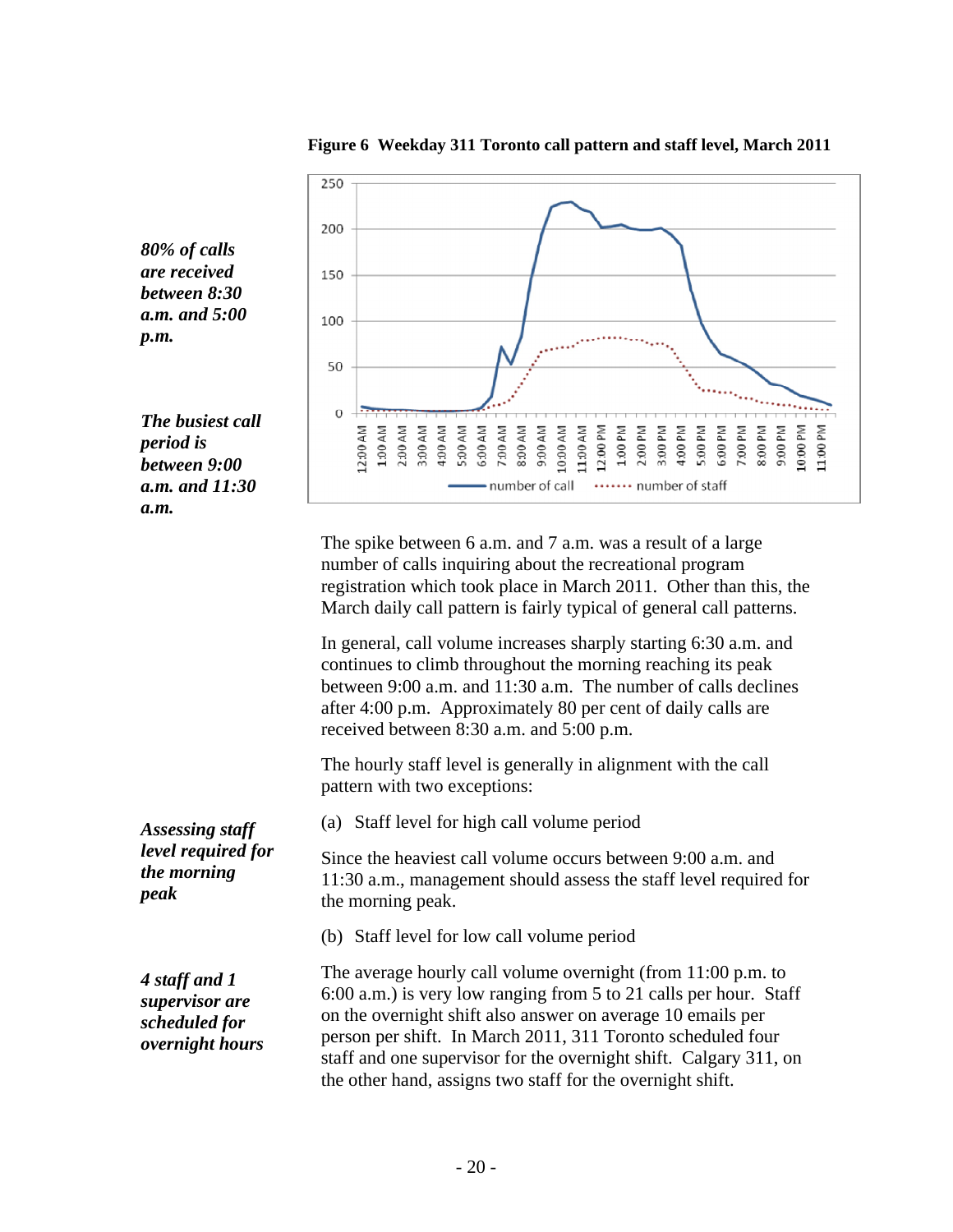**Figure 6 Weekday 311 Toronto call pattern and staff level, March 2011**

*80% of calls are received between 8:30 a.m. and 5:00 p.m.*

*The busiest call period is between 9:00 a.m. and 11:30 a.m.*

The spike between 6 a.m. and 7 a.m. was a result of a large number of calls inquiring about the recreational program registration which took place in March 2011. Other than this, the March daily call pattern is fairly typical of general call patterns.

In general, call volume increases sharply starting 6:30 a.m. and continues to climb throughout the morning reaching its peak between 9:00 a.m. and 11:30 a.m. The number of calls declines after 4:00 p.m. Approximately 80 per cent of daily calls are received between 8:30 a.m. and 5:00 p.m.

The hourly staff level is generally in alignment with the call pattern with two exceptions:

*Assessing staff level required for the morning peak*

(a) Staff level for high call volume period

Since the heaviest call volume occurs between 9:00 a.m. and 11:30 a.m., management should assess the staff level required for the morning peak.

(b) Staff level for low call volume period

*4 staff and 1 supervisor are scheduled for overnight hours*

The average hourly call volume overnight (from 11:00 p.m. to 6:00 a.m.) is very low ranging from 5 to 21 calls per hour. Staff on the overnight shift also answer on average 10 emails per person per shift. In March 2011, 311 Toronto scheduled four staff and one supervisor for the overnight shift. Calgary 311, on the other hand, assigns two staff for the overnight shift.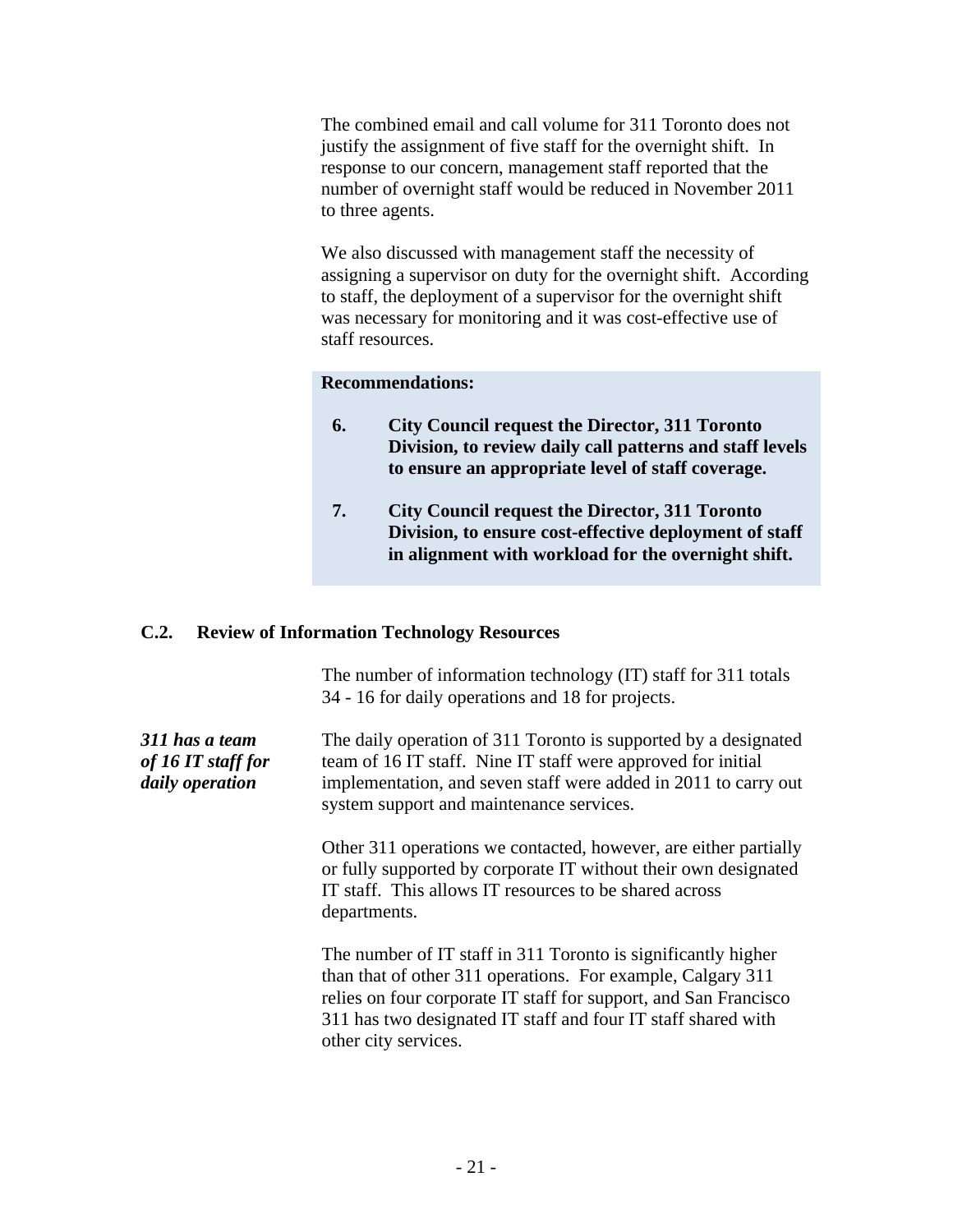The combined email and call volume for 311 Toronto does not justify the assignment of five staff for the overnight shift. In response to our concern, management staff reported that the number of overnight staff would be reduced in November 2011 to three agents.

We also discussed with management staff the necessity of assigning a supervisor on duty for the overnight shift. According to staff, the deployment of a supervisor for the overnight shift was necessary for monitoring and it was cost-effective use of staff resources.

**Recommendations:**

**6. City Council request the Director, 311 Toronto Division, to review daily call patterns and staff levels to ensure an appropriate level of staff coverage.**

**7. City Council request the Director, 311 Toronto Division, to ensure cost-effective deployment of staff in alignment with workload for the overnight shift.**

### C.2. Review of Information Technology Resources

The number of information technology (IT) staff for 311 totals 34 - 16 for daily operations and 18 for projects.

***311 has a team of 16 IT staff for daily operation***

The daily operation of 311 Toronto is supported by a designated team of 16 IT staff. Nine IT staff were approved for initial implementation, and seven staff were added in 2011 to carry out system support and maintenance services.

Other 311 operations we contacted, however, are either partially or fully supported by corporate IT without their own designated IT staff. This allows IT resources to be shared across departments.

The number of IT staff in 311 Toronto is significantly higher than that of other 311 operations. For example, Calgary 311 relies on four corporate IT staff for support, and San Francisco 311 has two designated IT staff and four IT staff shared with other city services.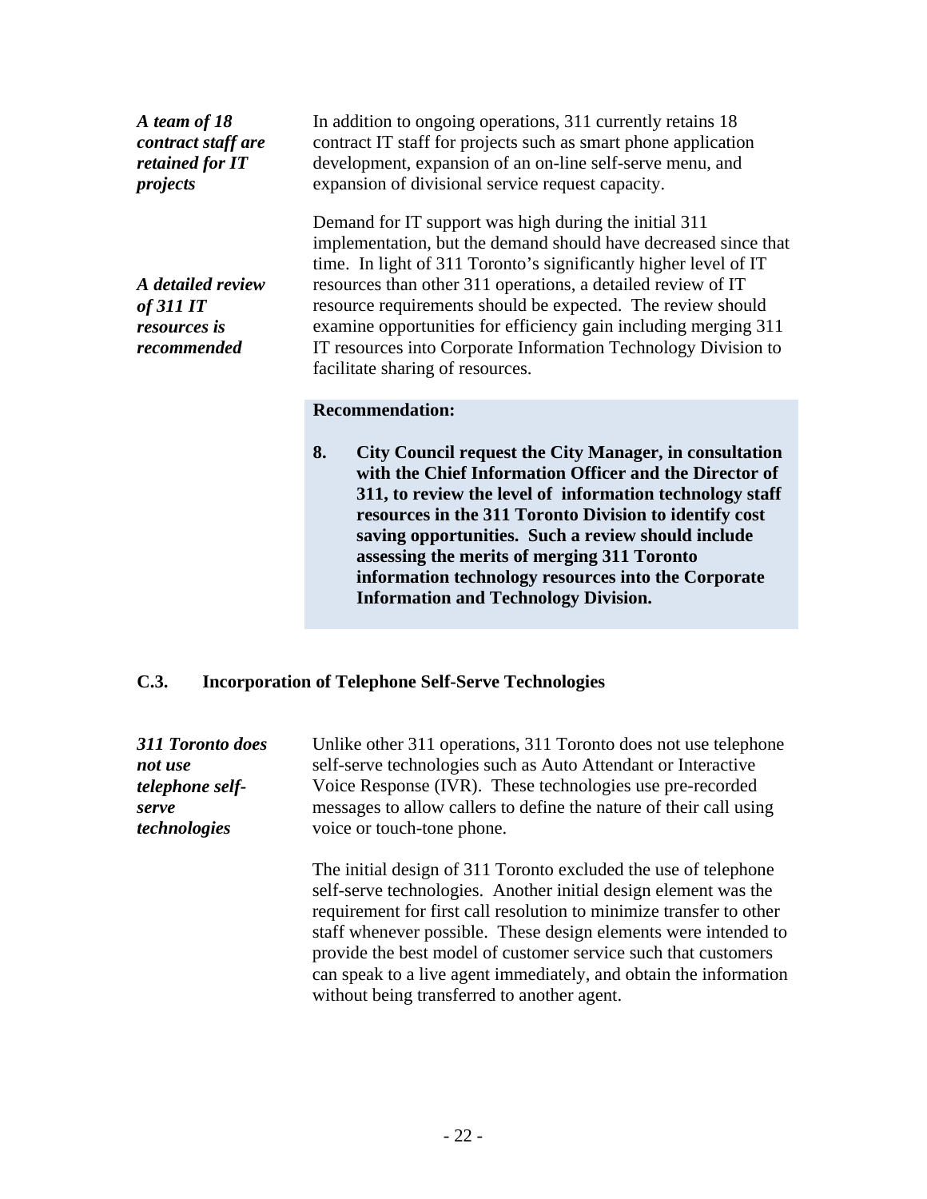*A team of 18 contract staff are retained for IT projects*

In addition to ongoing operations, 311 currently retains 18 contract IT staff for projects such as smart phone application development, expansion of an on-line self-serve menu, and expansion of divisional service request capacity.

*A detailed review of 311 IT resources is recommended*

Demand for IT support was high during the initial 311 implementation, but the demand should have decreased since that time. In light of 311 Toronto's significantly higher level of IT resources than other 311 operations, a detailed review of IT resource requirements should be expected. The review should examine opportunities for efficiency gain including merging 311 IT resources into Corporate Information Technology Division to facilitate sharing of resources.

**Recommendation:**

**8. City Council request the City Manager, in consultation with the Chief Information Officer and the Director of 311, to review the level of information technology staff resources in the 311 Toronto Division to identify cost saving opportunities. Such a review should include assessing the merits of merging 311 Toronto information technology resources into the Corporate Information and Technology Division.**

### C.3. Incorporation of Telephone Self-Serve Technologies

*311 Toronto does not use telephone self-serve technologies*

Unlike other 311 operations, 311 Toronto does not use telephone self-serve technologies such as Auto Attendant or Interactive Voice Response (IVR). These technologies use pre-recorded messages to allow callers to define the nature of their call using voice or touch-tone phone.

The initial design of 311 Toronto excluded the use of telephone self-serve technologies. Another initial design element was the requirement for first call resolution to minimize transfer to other staff whenever possible. These design elements were intended to provide the best model of customer service such that customers can speak to a live agent immediately, and obtain the information without being transferred to another agent.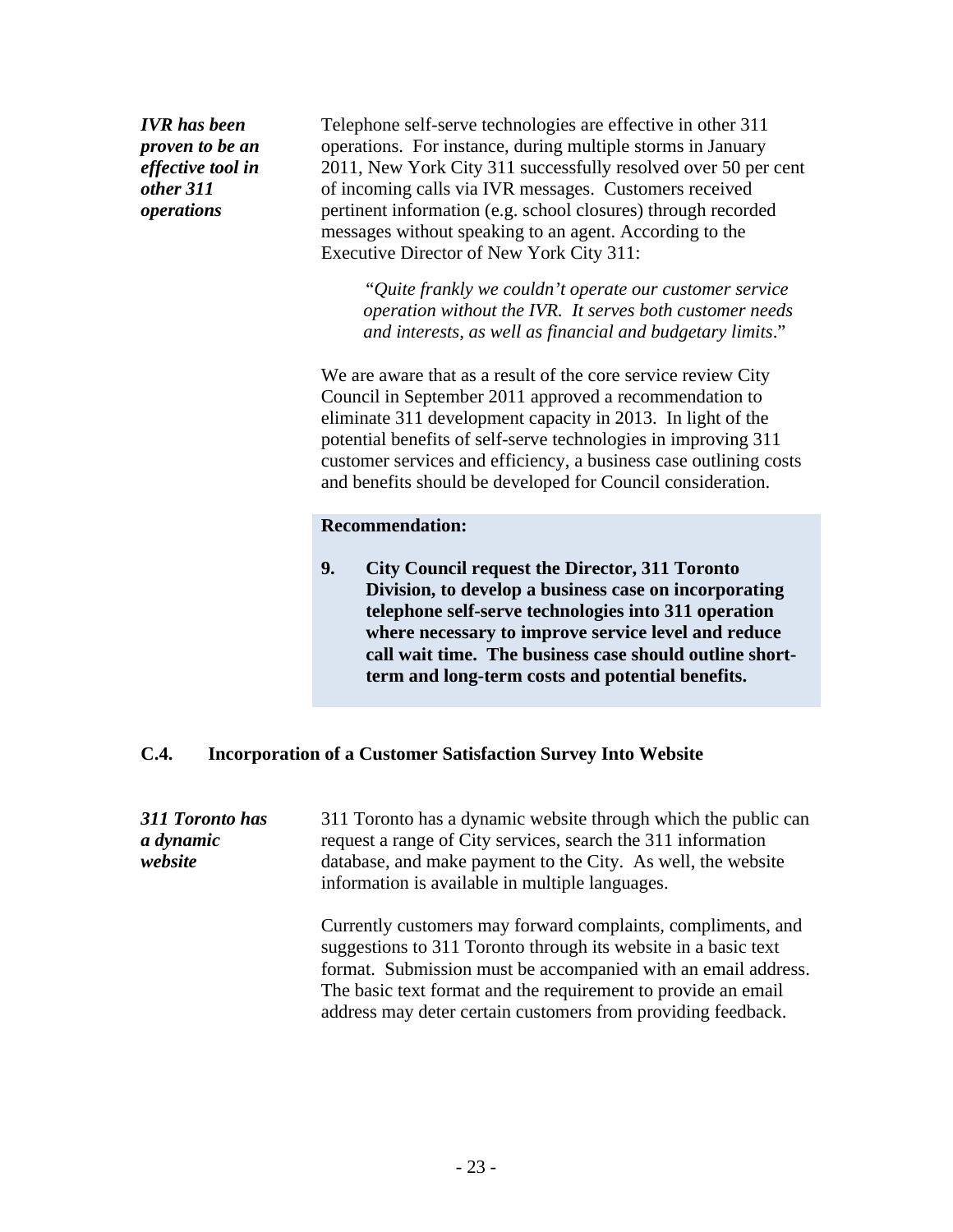*IVR has been proven to be an effective tool in other 311 operations*

Telephone self-serve technologies are effective in other 311 operations. For instance, during multiple storms in January 2011, New York City 311 successfully resolved over 50 per cent of incoming calls via IVR messages. Customers received pertinent information (e.g. school closures) through recorded messages without speaking to an agent. According to the Executive Director of New York City 311:

> *"Quite frankly we couldn't operate our customer service operation without the IVR. It serves both customer needs and interests, as well as financial and budgetary limits*."

We are aware that as a result of the core service review City Council in September 2011 approved a recommendation to eliminate 311 development capacity in 2013. In light of the potential benefits of self-serve technologies in improving 311 customer services and efficiency, a business case outlining costs and benefits should be developed for Council consideration.

**Recommendation:**

**9. City Council request the Director, 311 Toronto Division, to develop a business case on incorporating telephone self-serve technologies into 311 operation where necessary to improve service level and reduce call wait time. The business case should outline short-term and long-term costs and potential benefits.**

### C.4. Incorporation of a Customer Satisfaction Survey Into Website

*311 Toronto has a dynamic website*

311 Toronto has a dynamic website through which the public can request a range of City services, search the 311 information database, and make payment to the City. As well, the website information is available in multiple languages.

Currently customers may forward complaints, compliments, and suggestions to 311 Toronto through its website in a basic text format. Submission must be accompanied with an email address. The basic text format and the requirement to provide an email address may deter certain customers from providing feedback.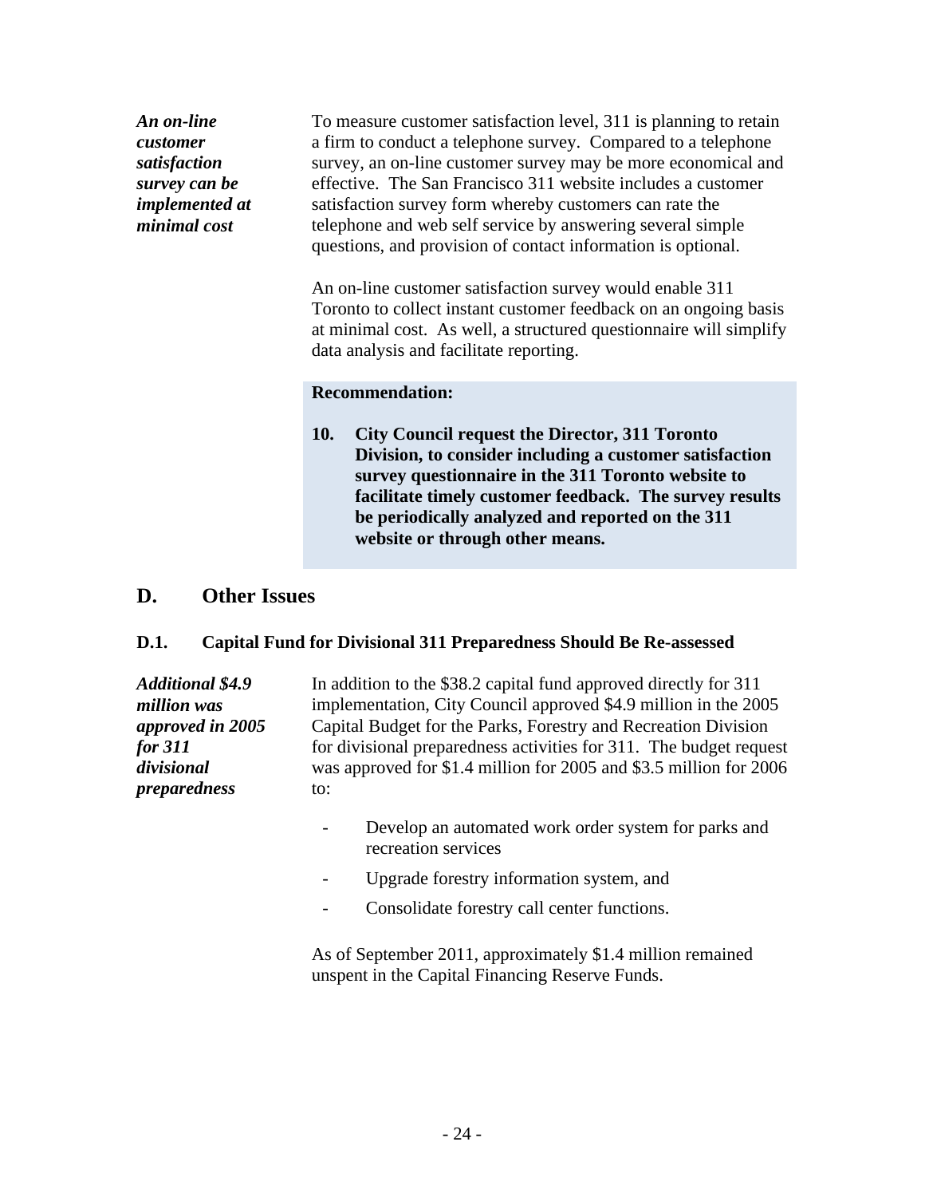***An on-line customer satisfaction survey can be implemented at minimal cost***

To measure customer satisfaction level, 311 is planning to retain a firm to conduct a telephone survey. Compared to a telephone survey, an on-line customer survey may be more economical and effective. The San Francisco 311 website includes a customer satisfaction survey form whereby customers can rate the telephone and web self service by answering several simple questions, and provision of contact information is optional.

An on-line customer satisfaction survey would enable 311 Toronto to collect instant customer feedback on an ongoing basis at minimal cost. As well, a structured questionnaire will simplify data analysis and facilitate reporting.

**Recommendation:**

**10. City Council request the Director, 311 Toronto Division, to consider including a customer satisfaction survey questionnaire in the 311 Toronto website to facilitate timely customer feedback. The survey results be periodically analyzed and reported on the 311 website or through other means.**

## D. Other Issues

### D.1. Capital Fund for Divisional 311 Preparedness Should Be Re-assessed

***Additional $4.9 million was approved in 2005 for 311 divisional preparedness***

In addition to the $38.2 capital fund approved directly for 311 implementation, City Council approved $4.9 million in the 2005 Capital Budget for the Parks, Forestry and Recreation Division for divisional preparedness activities for 311. The budget request was approved for $1.4 million for 2005 and $3.5 million for 2006 to:

- Develop an automated work order system for parks and recreation services
- Upgrade forestry information system, and
- Consolidate forestry call center functions.

As of September 2011, approximately $1.4 million remained unspent in the Capital Financing Reserve Funds.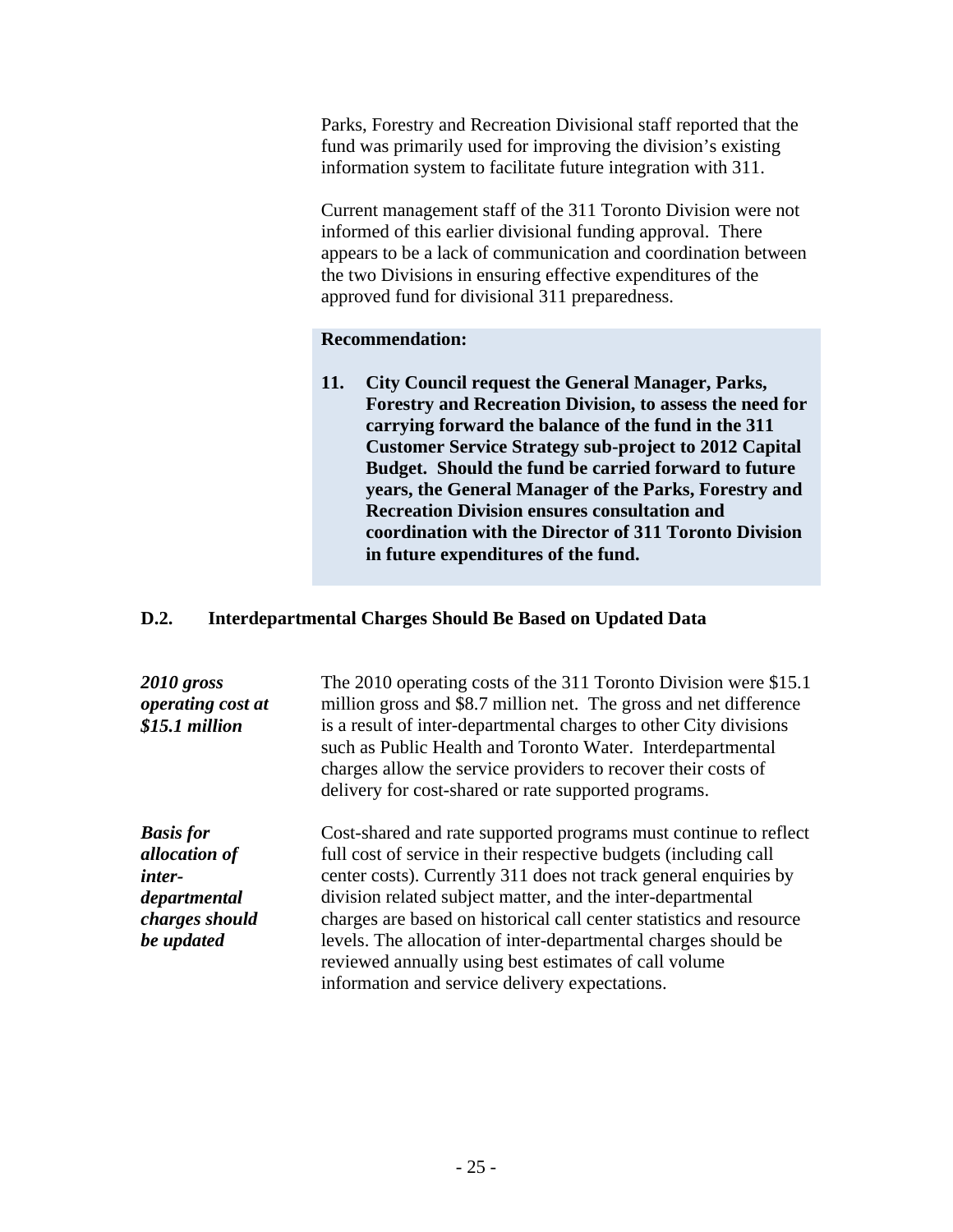Parks, Forestry and Recreation Divisional staff reported that the fund was primarily used for improving the division's existing information system to facilitate future integration with 311.

Current management staff of the 311 Toronto Division were not informed of this earlier divisional funding approval. There appears to be a lack of communication and coordination between the two Divisions in ensuring effective expenditures of the approved fund for divisional 311 preparedness.

**Recommendation:**

**11. City Council request the General Manager, Parks, Forestry and Recreation Division, to assess the need for carrying forward the balance of the fund in the 311 Customer Service Strategy sub-project to 2012 Capital Budget. Should the fund be carried forward to future years, the General Manager of the Parks, Forestry and Recreation Division ensures consultation and coordination with the Director of 311 Toronto Division in future expenditures of the fund.**

### D.2. Interdepartmental Charges Should Be Based on Updated Data

***2010 gross operating cost at \$15.1 million***

The 2010 operating costs of the 311 Toronto Division were \$15.1 million gross and \$8.7 million net. The gross and net difference is a result of inter-departmental charges to other City divisions such as Public Health and Toronto Water. Interdepartmental charges allow the service providers to recover their costs of delivery for cost-shared or rate supported programs.

***Basis for allocation of inter-departmental charges should be updated***

Cost-shared and rate supported programs must continue to reflect full cost of service in their respective budgets (including call center costs). Currently 311 does not track general enquiries by division related subject matter, and the inter-departmental charges are based on historical call center statistics and resource levels. The allocation of inter-departmental charges should be reviewed annually using best estimates of call volume information and service delivery expectations.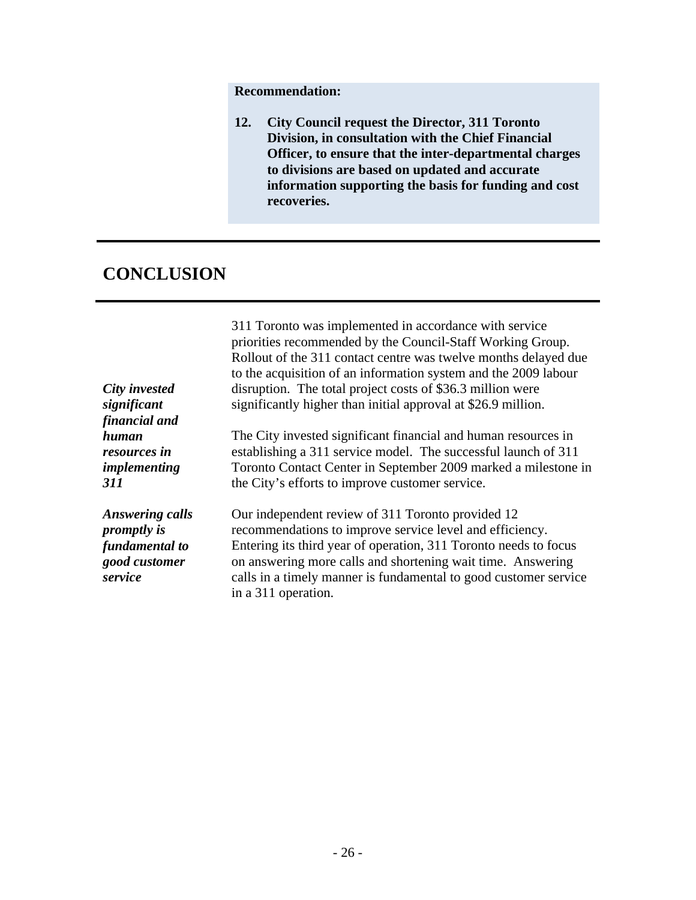**Recommendation:**

**12. City Council request the Director, 311 Toronto Division, in consultation with the Chief Financial Officer, to ensure that the inter-departmental charges to divisions are based on updated and accurate information supporting the basis for funding and cost recoveries.**

## CONCLUSION

311 Toronto was implemented in accordance with service priorities recommended by the Council-Staff Working Group. Rollout of the 311 contact centre was twelve months delayed due to the acquisition of an information system and the 2009 labour disruption. The total project costs of \$36.3 million were significantly higher than initial approval at \$26.9 million.

***City invested significant financial and human resources in implementing 311***

The City invested significant financial and human resources in establishing a 311 service model. The successful launch of 311 Toronto Contact Center in September 2009 marked a milestone in the City's efforts to improve customer service.

***Answering calls promptly is fundamental to good customer service***

Our independent review of 311 Toronto provided 12 recommendations to improve service level and efficiency. Entering its third year of operation, 311 Toronto needs to focus on answering more calls and shortening wait time. Answering calls in a timely manner is fundamental to good customer service in a 311 operation.